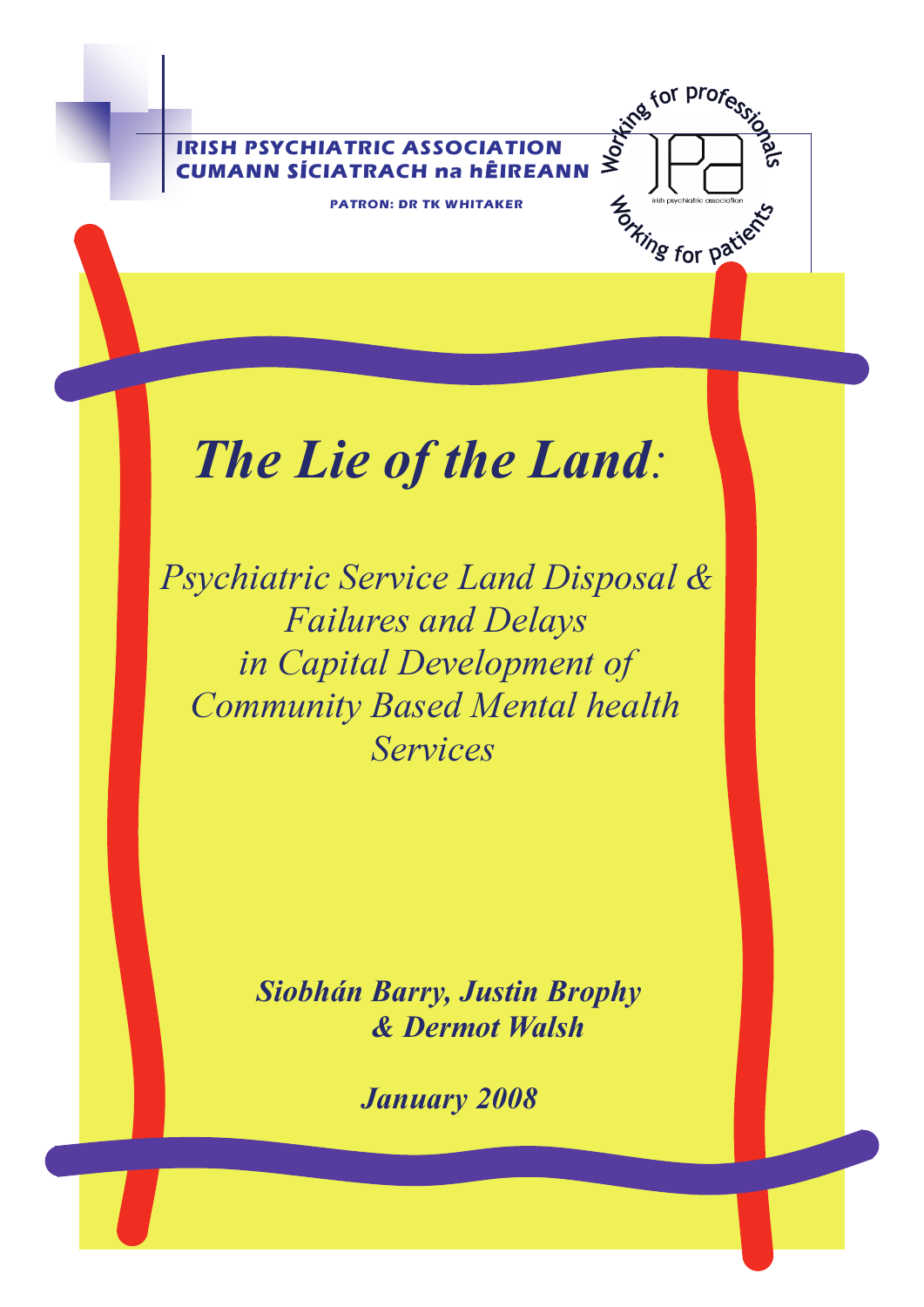**IRISH PSYCHIATRIC ASSOCIATION**
**CUMANN SÍCIATRACH na hÉIREANN**

**PATRON: DR TK WHITAKER**

Working for professionals
irish psychiatric association
Working for patients

# *The Lie of the Land:*

*Psychiatric Service Land Disposal & Failures and Delays in Capital Development of Community Based Mental health Services*

***Siobhán Barry, Justin Brophy & Dermot Walsh***

***January 2008***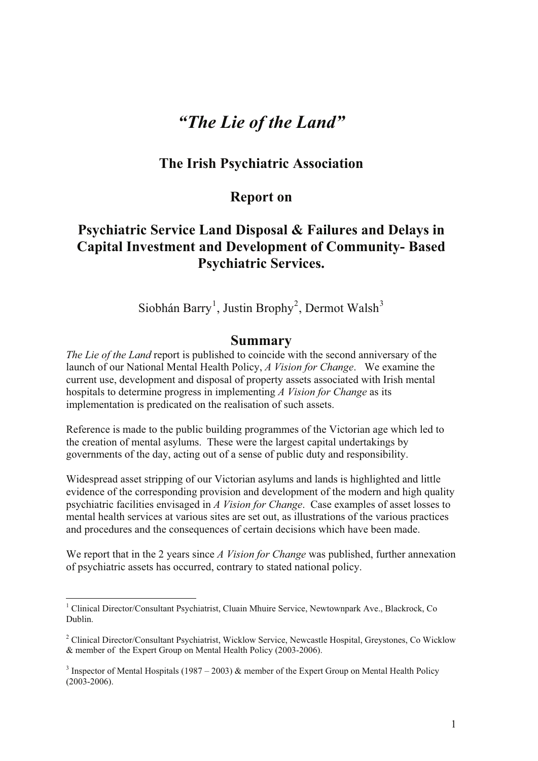# *"The Lie of the Land"*

## The Irish Psychiatric Association

## Report on

## Psychiatric Service Land Disposal & Failures and Delays in Capital Investment and Development of Community- Based Psychiatric Services.

Siobhán Barry[1], Justin Brophy[2], Dermot Walsh[3]

## Summary

*The Lie of the Land* report is published to coincide with the second anniversary of the launch of our National Mental Health Policy, *A Vision for Change*. We examine the current use, development and disposal of property assets associated with Irish mental hospitals to determine progress in implementing *A Vision for Change* as its implementation is predicated on the realisation of such assets.

Reference is made to the public building programmes of the Victorian age which led to the creation of mental asylums. These were the largest capital undertakings by governments of the day, acting out of a sense of public duty and responsibility.

Widespread asset stripping of our Victorian asylums and lands is highlighted and little evidence of the corresponding provision and development of the modern and high quality psychiatric facilities envisaged in *A Vision for Change*. Case examples of asset losses to mental health services at various sites are set out, as illustrations of the various practices and procedures and the consequences of certain decisions which have been made.

We report that in the 2 years since *A Vision for Change* was published, further annexation of psychiatric assets has occurred, contrary to stated national policy.

---

[1] Clinical Director/Consultant Psychiatrist, Cluain Mhuire Service, Newtownpark Ave., Blackrock, Co Dublin.

[2] Clinical Director/Consultant Psychiatrist, Wicklow Service, Newcastle Hospital, Greystones, Co Wicklow & member of the Expert Group on Mental Health Policy (2003-2006).

[3] Inspector of Mental Hospitals (1987 – 2003) & member of the Expert Group on Mental Health Policy (2003-2006).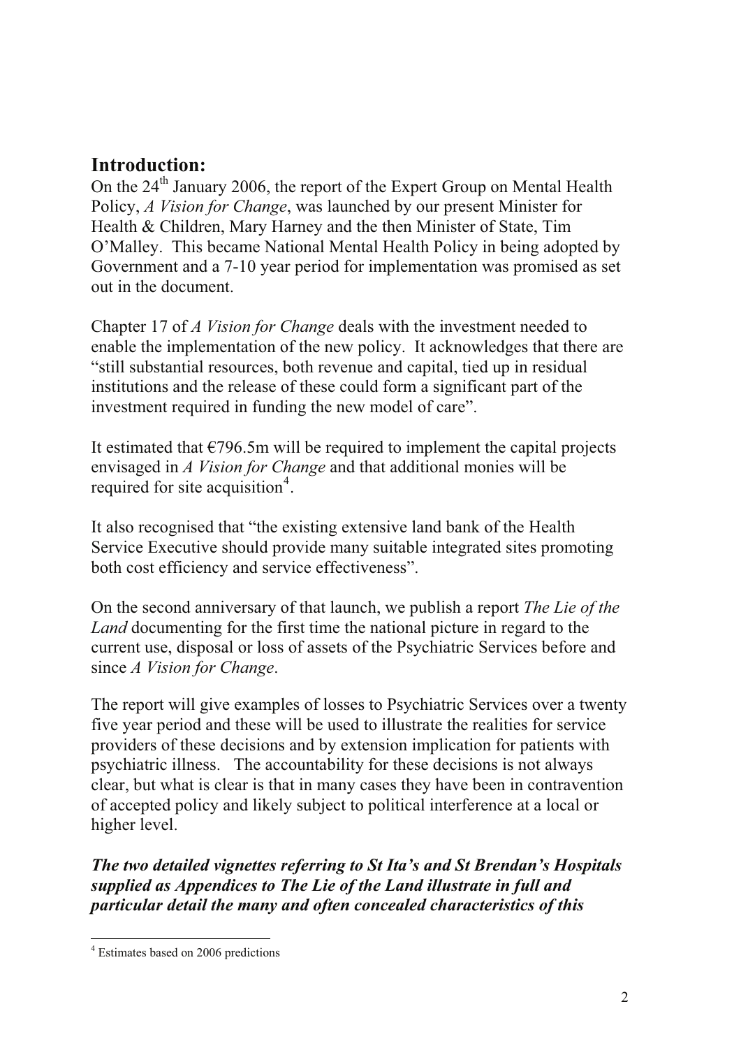## Introduction:

On the 24th January 2006, the report of the Expert Group on Mental Health Policy, *A Vision for Change*, was launched by our present Minister for Health & Children, Mary Harney and the then Minister of State, Tim O'Malley. This became National Mental Health Policy in being adopted by Government and a 7-10 year period for implementation was promised as set out in the document.

Chapter 17 of *A Vision for Change* deals with the investment needed to enable the implementation of the new policy. It acknowledges that there are "still substantial resources, both revenue and capital, tied up in residual institutions and the release of these could form a significant part of the investment required in funding the new model of care".

It estimated that €796.5m will be required to implement the capital projects envisaged in *A Vision for Change* and that additional monies will be required for site acquisition[4].

It also recognised that "the existing extensive land bank of the Health Service Executive should provide many suitable integrated sites promoting both cost efficiency and service effectiveness".

On the second anniversary of that launch, we publish a report *The Lie of the Land* documenting for the first time the national picture in regard to the current use, disposal or loss of assets of the Psychiatric Services before and since *A Vision for Change*.

The report will give examples of losses to Psychiatric Services over a twenty five year period and these will be used to illustrate the realities for service providers of these decisions and by extension implication for patients with psychiatric illness. The accountability for these decisions is not always clear, but what is clear is that in many cases they have been in contravention of accepted policy and likely subject to political interference at a local or higher level.

***The two detailed vignettes referring to St Ita's and St Brendan's Hospitals supplied as Appendices to The Lie of the Land illustrate in full and particular detail the many and often concealed characteristics of this***

[4] Estimates based on 2006 predictions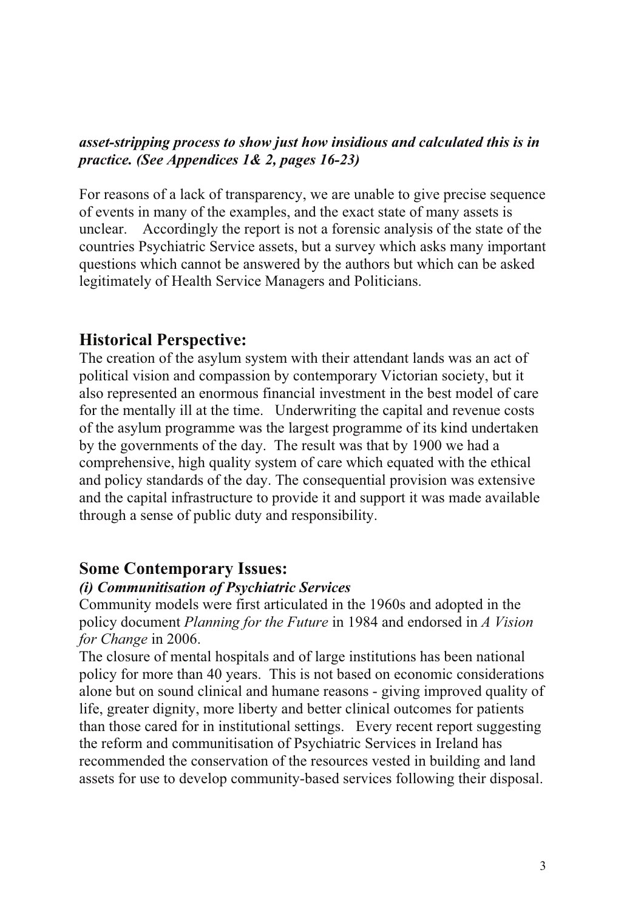***asset-stripping process to show just how insidious and calculated this is in practice. (See Appendices 1& 2, pages 16-23)***

For reasons of a lack of transparency, we are unable to give precise sequence of events in many of the examples, and the exact state of many assets is unclear. Accordingly the report is not a forensic analysis of the state of the countries Psychiatric Service assets, but a survey which asks many important questions which cannot be answered by the authors but which can be asked legitimately of Health Service Managers and Politicians.

## Historical Perspective:

The creation of the asylum system with their attendant lands was an act of political vision and compassion by contemporary Victorian society, but it also represented an enormous financial investment in the best model of care for the mentally ill at the time. Underwriting the capital and revenue costs of the asylum programme was the largest programme of its kind undertaken by the governments of the day. The result was that by 1900 we had a comprehensive, high quality system of care which equated with the ethical and policy standards of the day. The consequential provision was extensive and the capital infrastructure to provide it and support it was made available through a sense of public duty and responsibility.

## Some Contemporary Issues:

***(i) Communitisation of Psychiatric Services***

Community models were first articulated in the 1960s and adopted in the policy document *Planning for the Future* in 1984 and endorsed in *A Vision for Change* in 2006.

The closure of mental hospitals and of large institutions has been national policy for more than 40 years. This is not based on economic considerations alone but on sound clinical and humane reasons - giving improved quality of life, greater dignity, more liberty and better clinical outcomes for patients than those cared for in institutional settings. Every recent report suggesting the reform and communitisation of Psychiatric Services in Ireland has recommended the conservation of the resources vested in building and land assets for use to develop community-based services following their disposal.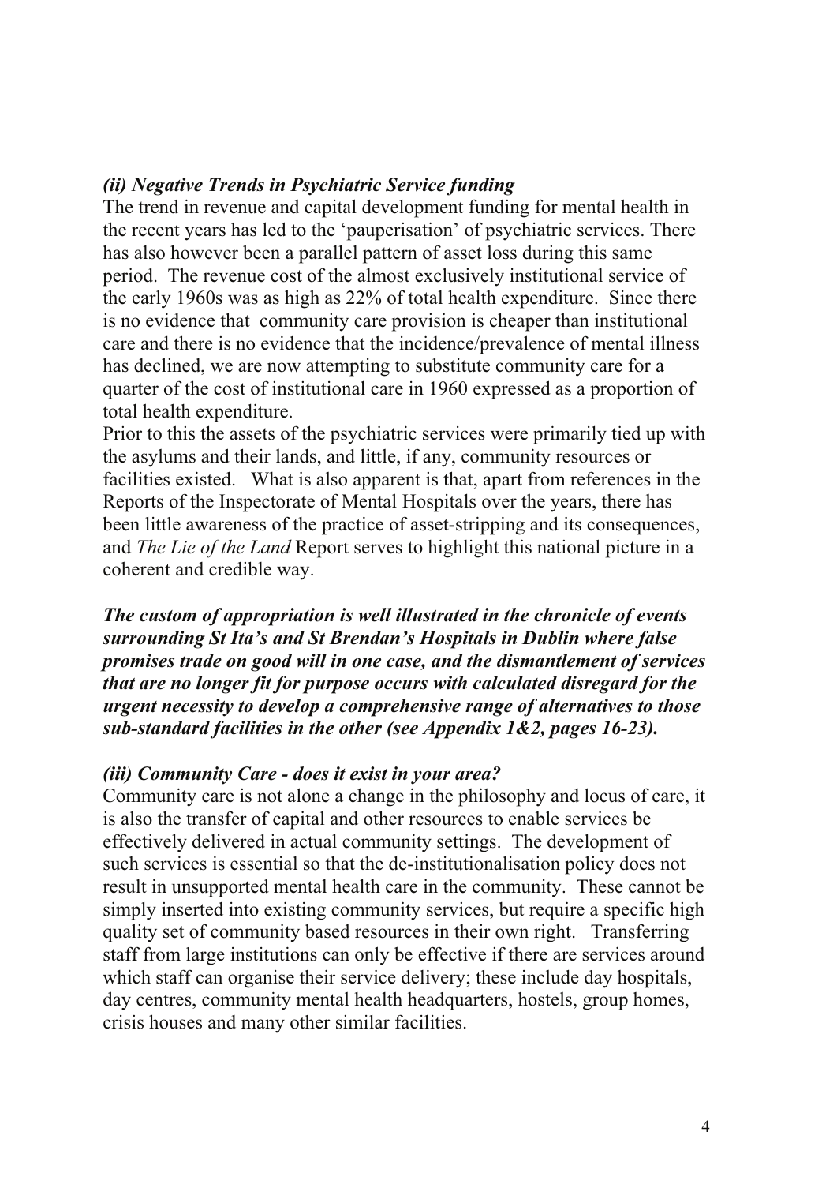### *(ii) Negative Trends in Psychiatric Service funding*

The trend in revenue and capital development funding for mental health in the recent years has led to the 'pauperisation' of psychiatric services. There has also however been a parallel pattern of asset loss during this same period. The revenue cost of the almost exclusively institutional service of the early 1960s was as high as 22% of total health expenditure. Since there is no evidence that community care provision is cheaper than institutional care and there is no evidence that the incidence/prevalence of mental illness has declined, we are now attempting to substitute community care for a quarter of the cost of institutional care in 1960 expressed as a proportion of total health expenditure.

Prior to this the assets of the psychiatric services were primarily tied up with the asylums and their lands, and little, if any, community resources or facilities existed. What is also apparent is that, apart from references in the Reports of the Inspectorate of Mental Hospitals over the years, there has been little awareness of the practice of asset-stripping and its consequences, and *The Lie of the Land* Report serves to highlight this national picture in a coherent and credible way.

***The custom of appropriation is well illustrated in the chronicle of events surrounding St Ita's and St Brendan's Hospitals in Dublin where false promises trade on good will in one case, and the dismantlement of services that are no longer fit for purpose occurs with calculated disregard for the urgent necessity to develop a comprehensive range of alternatives to those sub-standard facilities in the other (see Appendix 1&2, pages 16-23).***

### *(iii) Community Care - does it exist in your area?*

Community care is not alone a change in the philosophy and locus of care, it is also the transfer of capital and other resources to enable services be effectively delivered in actual community settings. The development of such services is essential so that the de-institutionalisation policy does not result in unsupported mental health care in the community. These cannot be simply inserted into existing community services, but require a specific high quality set of community based resources in their own right. Transferring staff from large institutions can only be effective if there are services around which staff can organise their service delivery; these include day hospitals, day centres, community mental health headquarters, hostels, group homes, crisis houses and many other similar facilities.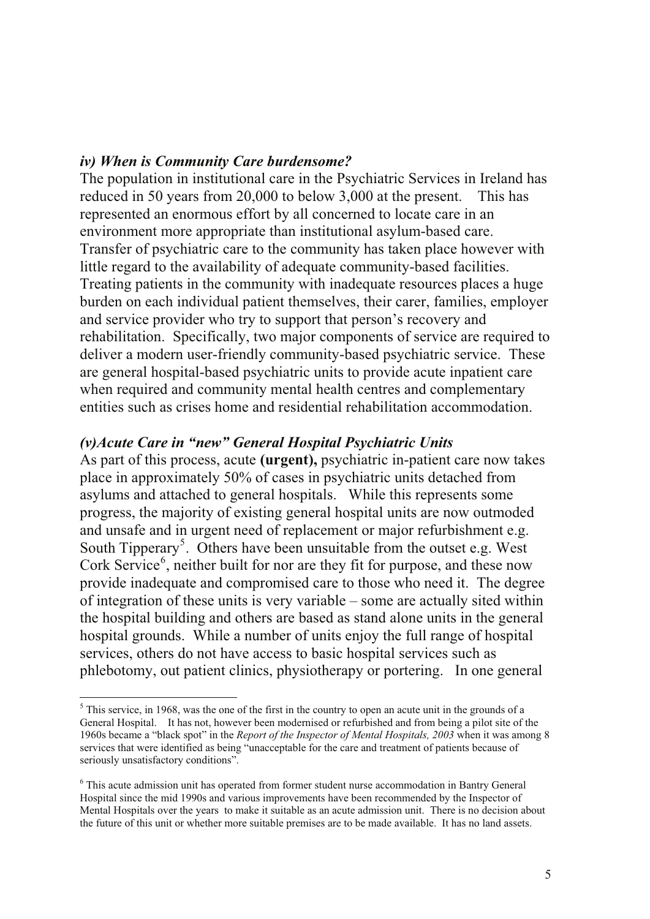### *iv) When is Community Care burdensome?*

The population in institutional care in the Psychiatric Services in Ireland has reduced in 50 years from 20,000 to below 3,000 at the present. This has represented an enormous effort by all concerned to locate care in an environment more appropriate than institutional asylum-based care. Transfer of psychiatric care to the community has taken place however with little regard to the availability of adequate community-based facilities. Treating patients in the community with inadequate resources places a huge burden on each individual patient themselves, their carer, families, employer and service provider who try to support that person's recovery and rehabilitation. Specifically, two major components of service are required to deliver a modern user-friendly community-based psychiatric service. These are general hospital-based psychiatric units to provide acute inpatient care when required and community mental health centres and complementary entities such as crises home and residential rehabilitation accommodation.

### *(v)Acute Care in "new" General Hospital Psychiatric Units*

As part of this process, acute **(urgent),** psychiatric in-patient care now takes place in approximately 50% of cases in psychiatric units detached from asylums and attached to general hospitals. While this represents some progress, the majority of existing general hospital units are now outmoded and unsafe and in urgent need of replacement or major refurbishment e.g. South Tipperary[5]. Others have been unsuitable from the outset e.g. West Cork Service[6], neither built for nor are they fit for purpose, and these now provide inadequate and compromised care to those who need it. The degree of integration of these units is very variable – some are actually sited within the hospital building and others are based as stand alone units in the general hospital grounds. While a number of units enjoy the full range of hospital services, others do not have access to basic hospital services such as phlebotomy, out patient clinics, physiotherapy or portering. In one general

---

[5] This service, in 1968, was the one of the first in the country to open an acute unit in the grounds of a General Hospital. It has not, however been modernised or refurbished and from being a pilot site of the 1960s became a "black spot" in the *Report of the Inspector of Mental Hospitals, 2003* when it was among 8 services that were identified as being "unacceptable for the care and treatment of patients because of seriously unsatisfactory conditions".

[6] This acute admission unit has operated from former student nurse accommodation in Bantry General Hospital since the mid 1990s and various improvements have been recommended by the Inspector of Mental Hospitals over the years to make it suitable as an acute admission unit. There is no decision about the future of this unit or whether more suitable premises are to be made available. It has no land assets.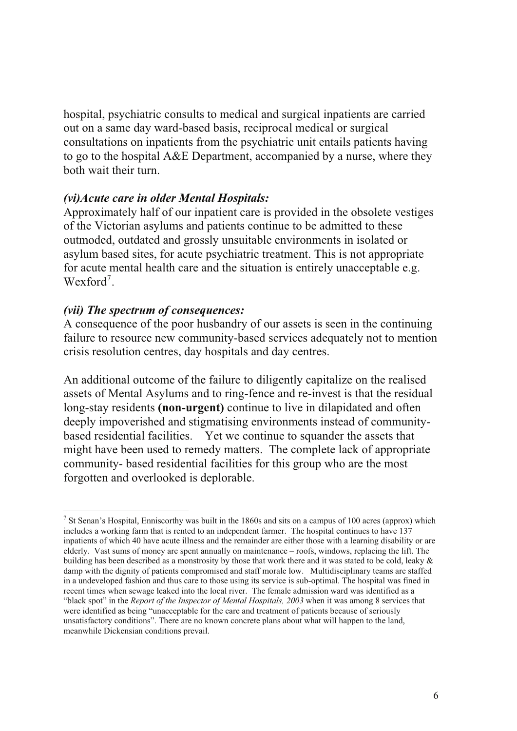hospital, psychiatric consults to medical and surgical inpatients are carried out on a same day ward-based basis, reciprocal medical or surgical consultations on inpatients from the psychiatric unit entails patients having to go to the hospital A&E Department, accompanied by a nurse, where they both wait their turn.

***(vi)Acute care in older Mental Hospitals:***

Approximately half of our inpatient care is provided in the obsolete vestiges of the Victorian asylums and patients continue to be admitted to these outmoded, outdated and grossly unsuitable environments in isolated or asylum based sites, for acute psychiatric treatment. This is not appropriate for acute mental health care and the situation is entirely unacceptable e.g. Wexford[7].

***(vii) The spectrum of consequences:***

A consequence of the poor husbandry of our assets is seen in the continuing failure to resource new community-based services adequately not to mention crisis resolution centres, day hospitals and day centres.

An additional outcome of the failure to diligently capitalize on the realised assets of Mental Asylums and to ring-fence and re-invest is that the residual long-stay residents **(non-urgent)** continue to live in dilapidated and often deeply impoverished and stigmatising environments instead of community-based residential facilities. Yet we continue to squander the assets that might have been used to remedy matters. The complete lack of appropriate community- based residential facilities for this group who are the most forgotten and overlooked is deplorable.

---

[7] St Senan's Hospital, Enniscorthy was built in the 1860s and sits on a campus of 100 acres (approx) which includes a working farm that is rented to an independent farmer. The hospital continues to have 137 inpatients of which 40 have acute illness and the remainder are either those with a learning disability or are elderly. Vast sums of money are spent annually on maintenance – roofs, windows, replacing the lift. The building has been described as a monstrosity by those that work there and it was stated to be cold, leaky & damp with the dignity of patients compromised and staff morale low. Multidisciplinary teams are staffed in a undeveloped fashion and thus care to those using its service is sub-optimal. The hospital was fined in recent times when sewage leaked into the local river. The female admission ward was identified as a "black spot" in the *Report of the Inspector of Mental Hospitals, 2003* when it was among 8 services that were identified as being "unacceptable for the care and treatment of patients because of seriously unsatisfactory conditions". There are no known concrete plans about what will happen to the land, meanwhile Dickensian conditions prevail.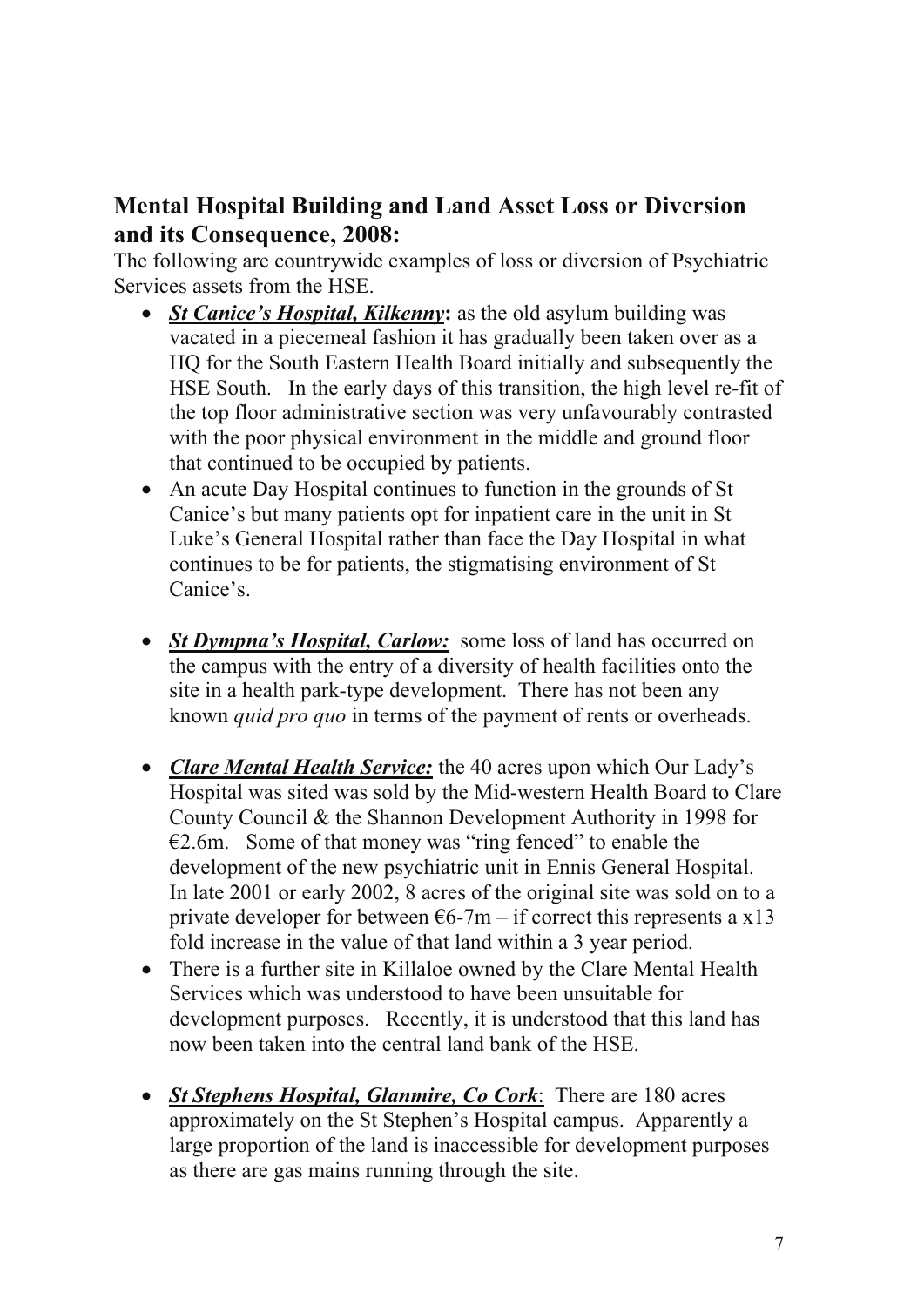## Mental Hospital Building and Land Asset Loss or Diversion and its Consequence, 2008:

The following are countrywide examples of loss or diversion of Psychiatric Services assets from the HSE.

- ***St Canice's Hospital, Kilkenny*****:** as the old asylum building was vacated in a piecemeal fashion it has gradually been taken over as a HQ for the South Eastern Health Board initially and subsequently the HSE South. In the early days of this transition, the high level re-fit of the top floor administrative section was very unfavourably contrasted with the poor physical environment in the middle and ground floor that continued to be occupied by patients.
- An acute Day Hospital continues to function in the grounds of St Canice's but many patients opt for inpatient care in the unit in St Luke's General Hospital rather than face the Day Hospital in what continues to be for patients, the stigmatising environment of St Canice's.

- ***St Dympna's Hospital, Carlow:*** some loss of land has occurred on the campus with the entry of a diversity of health facilities onto the site in a health park-type development. There has not been any known *quid pro quo* in terms of the payment of rents or overheads.

- ***Clare Mental Health Service:*** the 40 acres upon which Our Lady's Hospital was sited was sold by the Mid-western Health Board to Clare County Council & the Shannon Development Authority in 1998 for €2.6m. Some of that money was "ring fenced" to enable the development of the new psychiatric unit in Ennis General Hospital. In late 2001 or early 2002, 8 acres of the original site was sold on to a private developer for between €6-7m – if correct this represents a x13 fold increase in the value of that land within a 3 year period.
- There is a further site in Killaloe owned by the Clare Mental Health Services which was understood to have been unsuitable for development purposes. Recently, it is understood that this land has now been taken into the central land bank of the HSE.

- ***St Stephens Hospital, Glanmire, Co Cork***: There are 180 acres approximately on the St Stephen's Hospital campus. Apparently a large proportion of the land is inaccessible for development purposes as there are gas mains running through the site.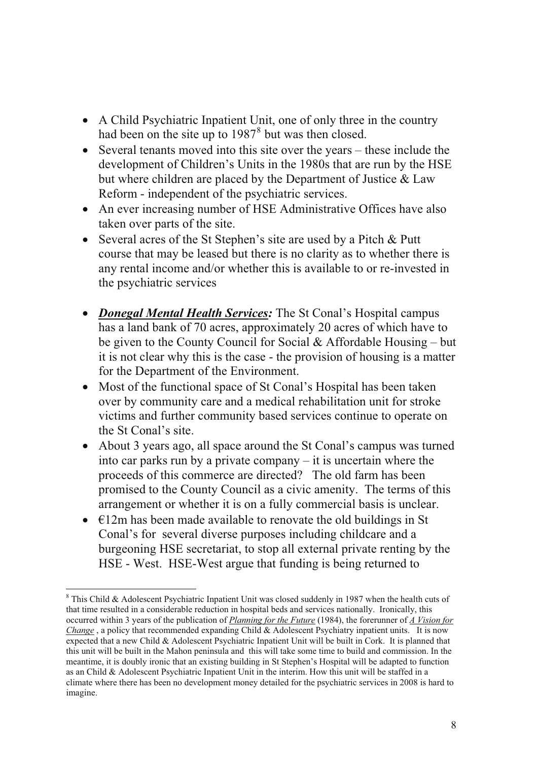- A Child Psychiatric Inpatient Unit, one of only three in the country had been on the site up to 1987[8] but was then closed.
- Several tenants moved into this site over the years – these include the development of Children's Units in the 1980s that are run by the HSE but where children are placed by the Department of Justice & Law Reform - independent of the psychiatric services.
- An ever increasing number of HSE Administrative Offices have also taken over parts of the site.
- Several acres of the St Stephen's site are used by a Pitch & Putt course that may be leased but there is no clarity as to whether there is any rental income and/or whether this is available to or re-invested in the psychiatric services

- ***Donegal Mental Health Services:*** The St Conal's Hospital campus has a land bank of 70 acres, approximately 20 acres of which have to be given to the County Council for Social & Affordable Housing – but it is not clear why this is the case - the provision of housing is a matter for the Department of the Environment.
- Most of the functional space of St Conal's Hospital has been taken over by community care and a medical rehabilitation unit for stroke victims and further community based services continue to operate on the St Conal's site.
- About 3 years ago, all space around the St Conal's campus was turned into car parks run by a private company – it is uncertain where the proceeds of this commerce are directed? The old farm has been promised to the County Council as a civic amenity. The terms of this arrangement or whether it is on a fully commercial basis is unclear.
- €12m has been made available to renovate the old buildings in St Conal's for several diverse purposes including childcare and a burgeoning HSE secretariat, to stop all external private renting by the HSE - West. HSE-West argue that funding is being returned to

[8] This Child & Adolescent Psychiatric Inpatient Unit was closed suddenly in 1987 when the health cuts of that time resulted in a considerable reduction in hospital beds and services nationally. Ironically, this occurred within 3 years of the publication of *Planning for the Future* (1984), the forerunner of *A Vision for Change* , a policy that recommended expanding Child & Adolescent Psychiatry inpatient units. It is now expected that a new Child & Adolescent Psychiatric Inpatient Unit will be built in Cork. It is planned that this unit will be built in the Mahon peninsula and this will take some time to build and commission. In the meantime, it is doubly ironic that an existing building in St Stephen's Hospital will be adapted to function as an Child & Adolescent Psychiatric Inpatient Unit in the interim. How this unit will be staffed in a climate where there has been no development money detailed for the psychiatric services in 2008 is hard to imagine.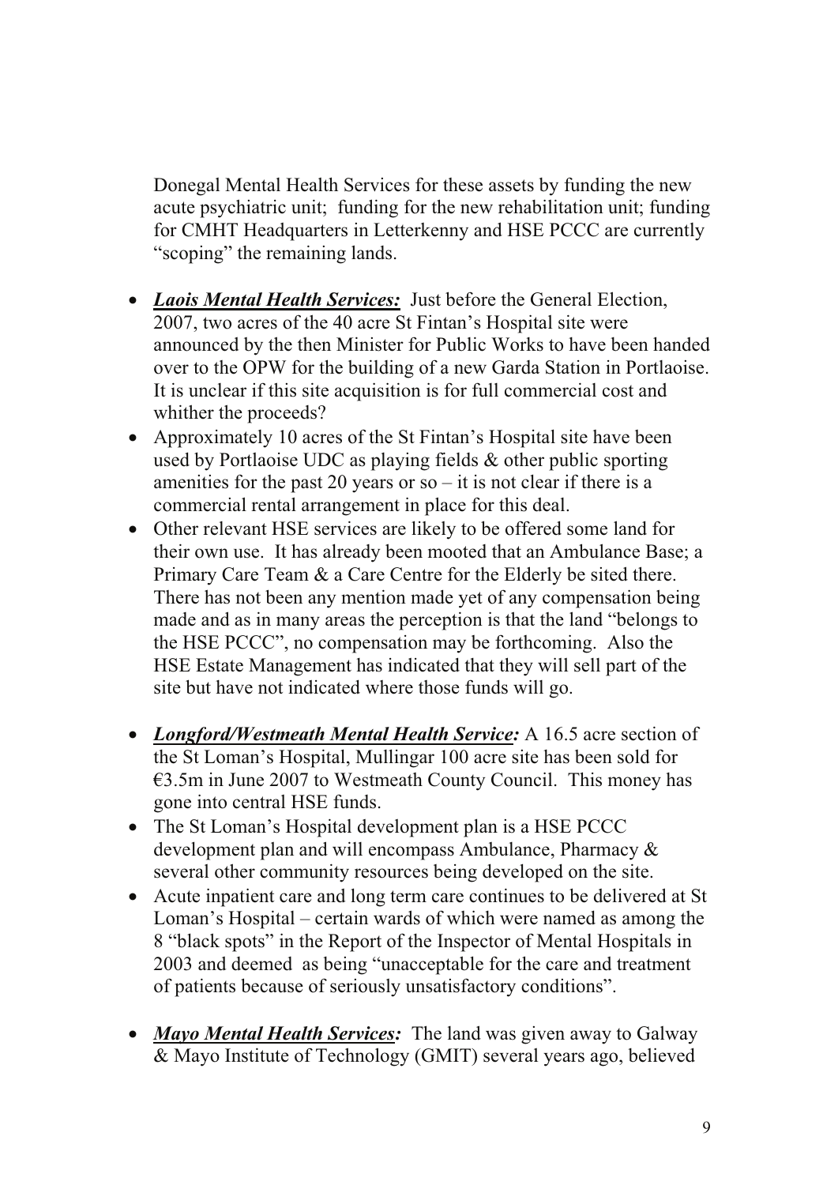Donegal Mental Health Services for these assets by funding the new acute psychiatric unit; funding for the new rehabilitation unit; funding for CMHT Headquarters in Letterkenny and HSE PCCC are currently "scoping" the remaining lands.

- ***Laois Mental Health Services:*** Just before the General Election, 2007, two acres of the 40 acre St Fintan's Hospital site were announced by the then Minister for Public Works to have been handed over to the OPW for the building of a new Garda Station in Portlaoise. It is unclear if this site acquisition is for full commercial cost and whither the proceeds?
- Approximately 10 acres of the St Fintan's Hospital site have been used by Portlaoise UDC as playing fields & other public sporting amenities for the past 20 years or so – it is not clear if there is a commercial rental arrangement in place for this deal.
- Other relevant HSE services are likely to be offered some land for their own use. It has already been mooted that an Ambulance Base; a Primary Care Team & a Care Centre for the Elderly be sited there. There has not been any mention made yet of any compensation being made and as in many areas the perception is that the land "belongs to the HSE PCCC", no compensation may be forthcoming. Also the HSE Estate Management has indicated that they will sell part of the site but have not indicated where those funds will go.

- ***Longford/Westmeath Mental Health Service:*** A 16.5 acre section of the St Loman's Hospital, Mullingar 100 acre site has been sold for €3.5m in June 2007 to Westmeath County Council. This money has gone into central HSE funds.
- The St Loman's Hospital development plan is a HSE PCCC development plan and will encompass Ambulance, Pharmacy & several other community resources being developed on the site.
- Acute inpatient care and long term care continues to be delivered at St Loman's Hospital – certain wards of which were named as among the 8 "black spots" in the Report of the Inspector of Mental Hospitals in 2003 and deemed as being "unacceptable for the care and treatment of patients because of seriously unsatisfactory conditions".

- ***Mayo Mental Health Services:*** The land was given away to Galway & Mayo Institute of Technology (GMIT) several years ago, believed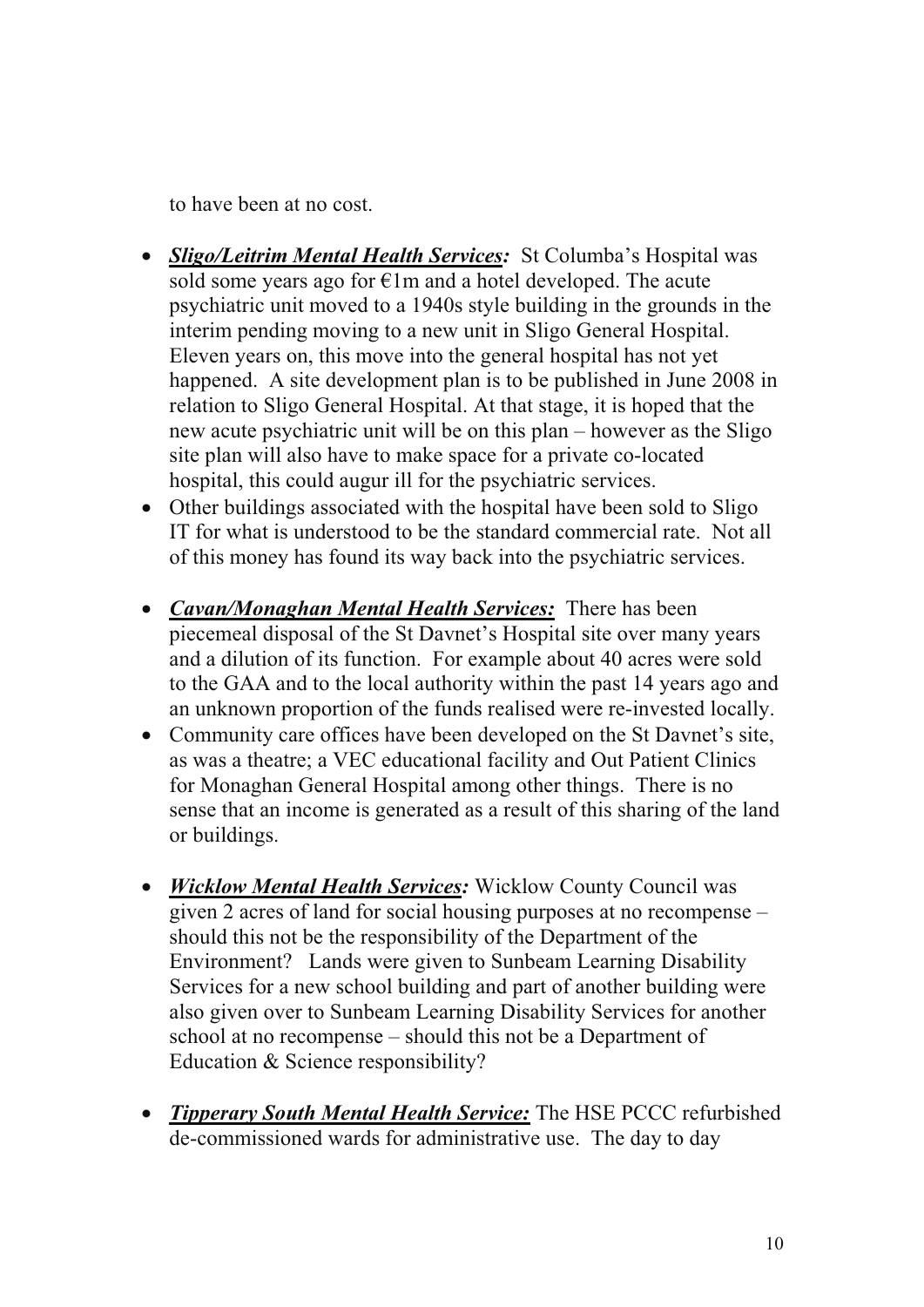to have been at no cost.

- ***Sligo/Leitrim Mental Health Services:*** St Columba's Hospital was sold some years ago for €1m and a hotel developed. The acute psychiatric unit moved to a 1940s style building in the grounds in the interim pending moving to a new unit in Sligo General Hospital. Eleven years on, this move into the general hospital has not yet happened. A site development plan is to be published in June 2008 in relation to Sligo General Hospital. At that stage, it is hoped that the new acute psychiatric unit will be on this plan – however as the Sligo site plan will also have to make space for a private co-located hospital, this could augur ill for the psychiatric services.
- Other buildings associated with the hospital have been sold to Sligo IT for what is understood to be the standard commercial rate. Not all of this money has found its way back into the psychiatric services.

- ***Cavan/Monaghan Mental Health Services:*** There has been piecemeal disposal of the St Davnet's Hospital site over many years and a dilution of its function. For example about 40 acres were sold to the GAA and to the local authority within the past 14 years ago and an unknown proportion of the funds realised were re-invested locally.
- Community care offices have been developed on the St Davnet's site, as was a theatre; a VEC educational facility and Out Patient Clinics for Monaghan General Hospital among other things. There is no sense that an income is generated as a result of this sharing of the land or buildings.

- ***Wicklow Mental Health Services:*** Wicklow County Council was given 2 acres of land for social housing purposes at no recompense – should this not be the responsibility of the Department of the Environment? Lands were given to Sunbeam Learning Disability Services for a new school building and part of another building were also given over to Sunbeam Learning Disability Services for another school at no recompense – should this not be a Department of Education & Science responsibility?

- ***Tipperary South Mental Health Service:*** The HSE PCCC refurbished de-commissioned wards for administrative use. The day to day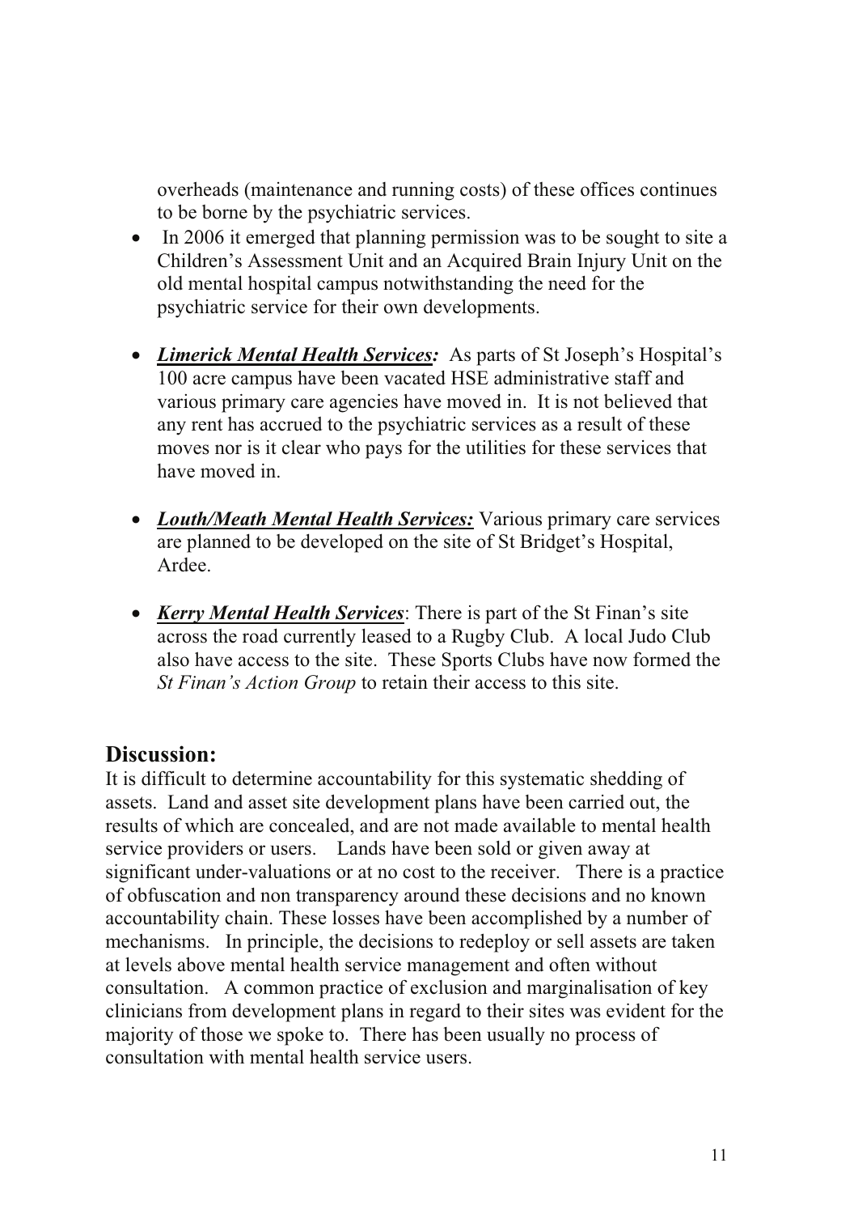overheads (maintenance and running costs) of these offices continues to be borne by the psychiatric services.

- In 2006 it emerged that planning permission was to be sought to site a Children's Assessment Unit and an Acquired Brain Injury Unit on the old mental hospital campus notwithstanding the need for the psychiatric service for their own developments.

- ***Limerick Mental Health Services:*** As parts of St Joseph's Hospital's 100 acre campus have been vacated HSE administrative staff and various primary care agencies have moved in. It is not believed that any rent has accrued to the psychiatric services as a result of these moves nor is it clear who pays for the utilities for these services that have moved in.

- ***Louth/Meath Mental Health Services:*** Various primary care services are planned to be developed on the site of St Bridget's Hospital, Ardee.

- ***Kerry Mental Health Services***: There is part of the St Finan's site across the road currently leased to a Rugby Club. A local Judo Club also have access to the site. These Sports Clubs have now formed the *St Finan's Action Group* to retain their access to this site.

## Discussion:

It is difficult to determine accountability for this systematic shedding of assets. Land and asset site development plans have been carried out, the results of which are concealed, and are not made available to mental health service providers or users. Lands have been sold or given away at significant under-valuations or at no cost to the receiver. There is a practice of obfuscation and non transparency around these decisions and no known accountability chain. These losses have been accomplished by a number of mechanisms. In principle, the decisions to redeploy or sell assets are taken at levels above mental health service management and often without consultation. A common practice of exclusion and marginalisation of key clinicians from development plans in regard to their sites was evident for the majority of those we spoke to. There has been usually no process of consultation with mental health service users.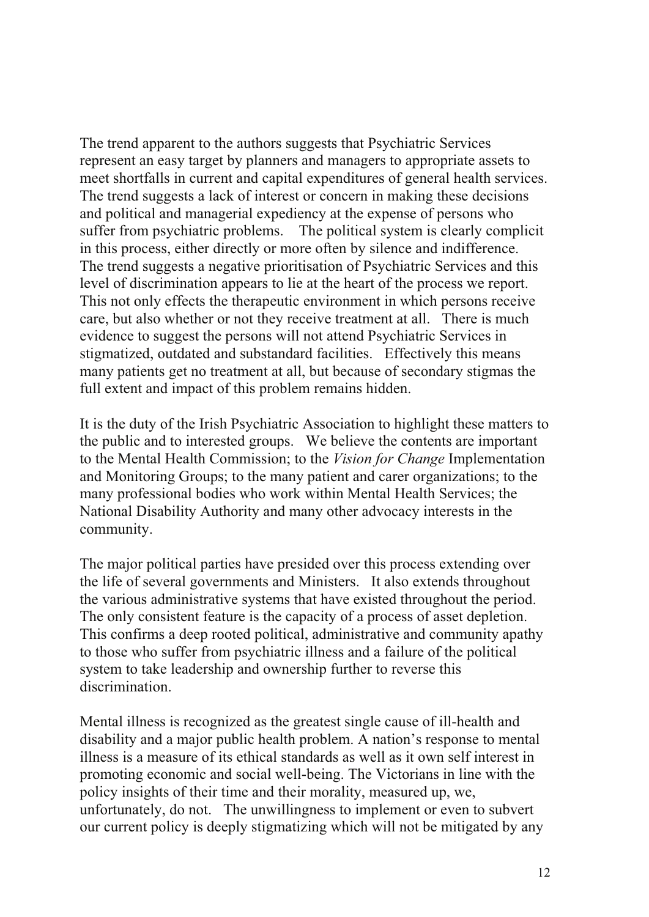The trend apparent to the authors suggests that Psychiatric Services represent an easy target by planners and managers to appropriate assets to meet shortfalls in current and capital expenditures of general health services. The trend suggests a lack of interest or concern in making these decisions and political and managerial expediency at the expense of persons who suffer from psychiatric problems. The political system is clearly complicit in this process, either directly or more often by silence and indifference. The trend suggests a negative prioritisation of Psychiatric Services and this level of discrimination appears to lie at the heart of the process we report. This not only effects the therapeutic environment in which persons receive care, but also whether or not they receive treatment at all. There is much evidence to suggest the persons will not attend Psychiatric Services in stigmatized, outdated and substandard facilities. Effectively this means many patients get no treatment at all, but because of secondary stigmas the full extent and impact of this problem remains hidden.

It is the duty of the Irish Psychiatric Association to highlight these matters to the public and to interested groups. We believe the contents are important to the Mental Health Commission; to the *Vision for Change* Implementation and Monitoring Groups; to the many patient and carer organizations; to the many professional bodies who work within Mental Health Services; the National Disability Authority and many other advocacy interests in the community.

The major political parties have presided over this process extending over the life of several governments and Ministers. It also extends throughout the various administrative systems that have existed throughout the period. The only consistent feature is the capacity of a process of asset depletion. This confirms a deep rooted political, administrative and community apathy to those who suffer from psychiatric illness and a failure of the political system to take leadership and ownership further to reverse this discrimination.

Mental illness is recognized as the greatest single cause of ill-health and disability and a major public health problem. A nation's response to mental illness is a measure of its ethical standards as well as it own self interest in promoting economic and social well-being. The Victorians in line with the policy insights of their time and their morality, measured up, we, unfortunately, do not. The unwillingness to implement or even to subvert our current policy is deeply stigmatizing which will not be mitigated by any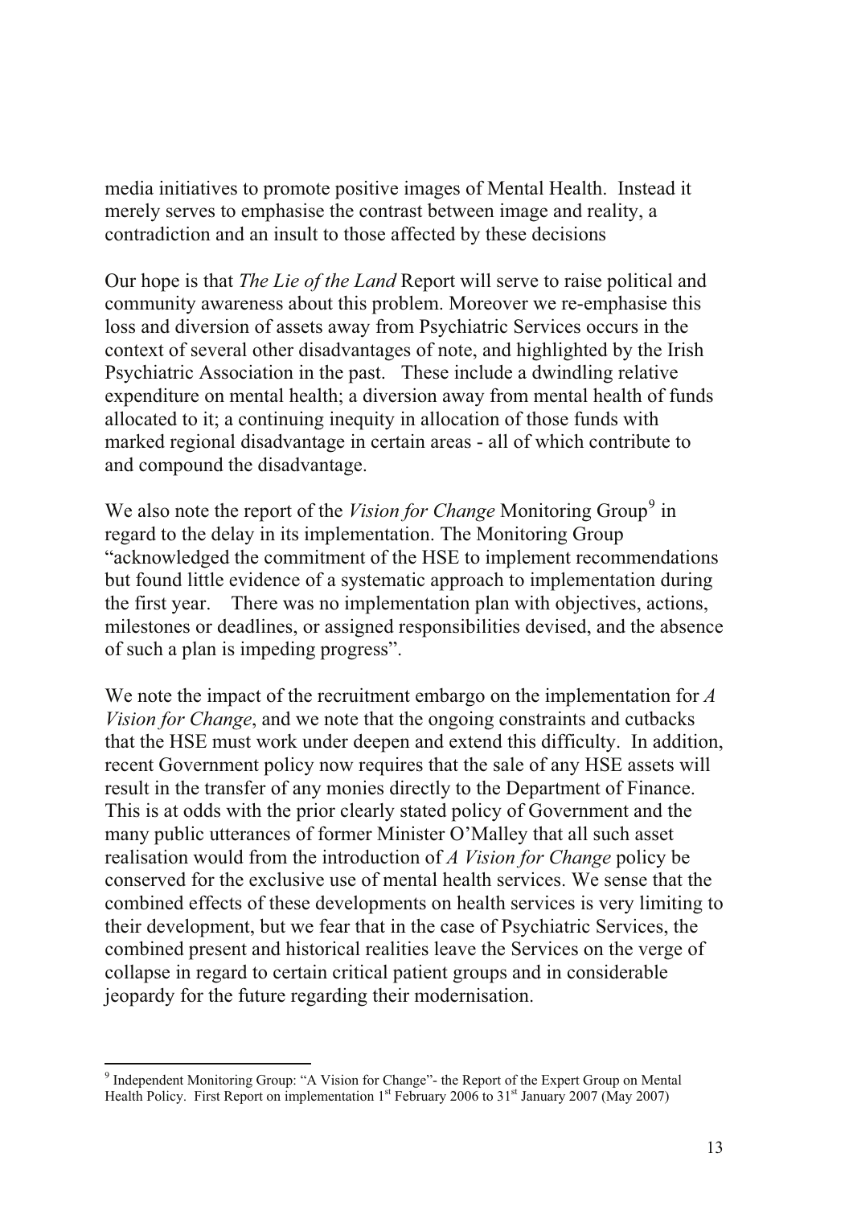media initiatives to promote positive images of Mental Health. Instead it merely serves to emphasise the contrast between image and reality, a contradiction and an insult to those affected by these decisions

Our hope is that *The Lie of the Land* Report will serve to raise political and community awareness about this problem. Moreover we re-emphasise this loss and diversion of assets away from Psychiatric Services occurs in the context of several other disadvantages of note, and highlighted by the Irish Psychiatric Association in the past. These include a dwindling relative expenditure on mental health; a diversion away from mental health of funds allocated to it; a continuing inequity in allocation of those funds with marked regional disadvantage in certain areas - all of which contribute to and compound the disadvantage.

We also note the report of the *Vision for Change* Monitoring Group[9] in regard to the delay in its implementation. The Monitoring Group "acknowledged the commitment of the HSE to implement recommendations but found little evidence of a systematic approach to implementation during the first year. There was no implementation plan with objectives, actions, milestones or deadlines, or assigned responsibilities devised, and the absence of such a plan is impeding progress".

We note the impact of the recruitment embargo on the implementation for *A Vision for Change*, and we note that the ongoing constraints and cutbacks that the HSE must work under deepen and extend this difficulty. In addition, recent Government policy now requires that the sale of any HSE assets will result in the transfer of any monies directly to the Department of Finance. This is at odds with the prior clearly stated policy of Government and the many public utterances of former Minister O'Malley that all such asset realisation would from the introduction of *A Vision for Change* policy be conserved for the exclusive use of mental health services. We sense that the combined effects of these developments on health services is very limiting to their development, but we fear that in the case of Psychiatric Services, the combined present and historical realities leave the Services on the verge of collapse in regard to certain critical patient groups and in considerable jeopardy for the future regarding their modernisation.

---

[9] Independent Monitoring Group: "A Vision for Change"- the Report of the Expert Group on Mental Health Policy. First Report on implementation 1st February 2006 to 31st January 2007 (May 2007)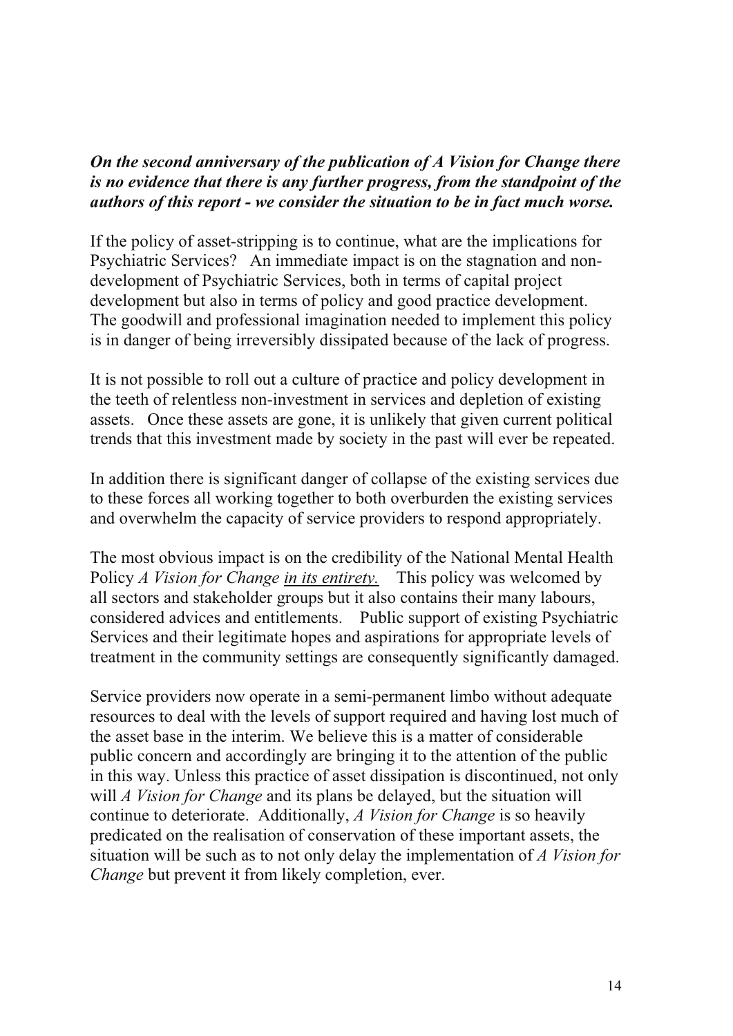***On the second anniversary of the publication of A Vision for Change there is no evidence that there is any further progress, from the standpoint of the authors of this report - we consider the situation to be in fact much worse.***

If the policy of asset-stripping is to continue, what are the implications for Psychiatric Services? An immediate impact is on the stagnation and non-development of Psychiatric Services, both in terms of capital project development but also in terms of policy and good practice development. The goodwill and professional imagination needed to implement this policy is in danger of being irreversibly dissipated because of the lack of progress.

It is not possible to roll out a culture of practice and policy development in the teeth of relentless non-investment in services and depletion of existing assets. Once these assets are gone, it is unlikely that given current political trends that this investment made by society in the past will ever be repeated.

In addition there is significant danger of collapse of the existing services due to these forces all working together to both overburden the existing services and overwhelm the capacity of service providers to respond appropriately.

The most obvious impact is on the credibility of the National Mental Health Policy *A Vision for Change* <u>*in its entirety.*</u> This policy was welcomed by all sectors and stakeholder groups but it also contains their many labours, considered advices and entitlements. Public support of existing Psychiatric Services and their legitimate hopes and aspirations for appropriate levels of treatment in the community settings are consequently significantly damaged.

Service providers now operate in a semi-permanent limbo without adequate resources to deal with the levels of support required and having lost much of the asset base in the interim. We believe this is a matter of considerable public concern and accordingly are bringing it to the attention of the public in this way. Unless this practice of asset dissipation is discontinued, not only will *A Vision for Change* and its plans be delayed, but the situation will continue to deteriorate. Additionally, *A Vision for Change* is so heavily predicated on the realisation of conservation of these important assets, the situation will be such as to not only delay the implementation of *A Vision for Change* but prevent it from likely completion, ever.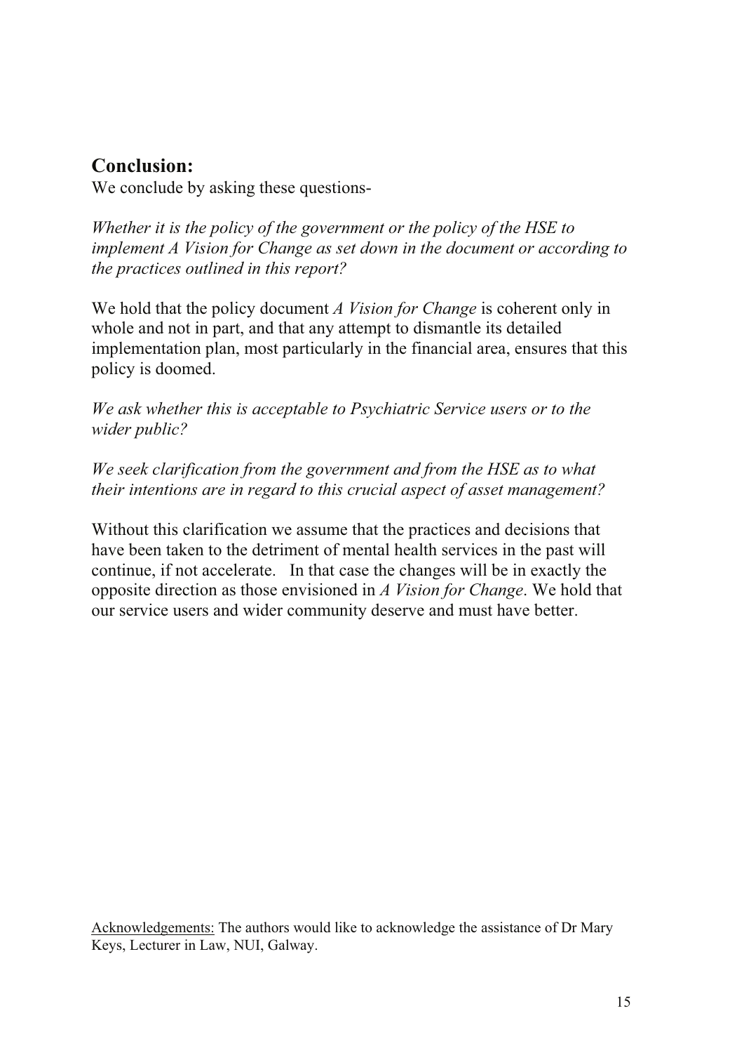## Conclusion:

We conclude by asking these questions-

*Whether it is the policy of the government or the policy of the HSE to implement A Vision for Change as set down in the document or according to the practices outlined in this report?*

We hold that the policy document *A Vision for Change* is coherent only in whole and not in part, and that any attempt to dismantle its detailed implementation plan, most particularly in the financial area, ensures that this policy is doomed.

*We ask whether this is acceptable to Psychiatric Service users or to the wider public?*

*We seek clarification from the government and from the HSE as to what their intentions are in regard to this crucial aspect of asset management?*

Without this clarification we assume that the practices and decisions that have been taken to the detriment of mental health services in the past will continue, if not accelerate. In that case the changes will be in exactly the opposite direction as those envisioned in *A Vision for Change*. We hold that our service users and wider community deserve and must have better.

Acknowledgements: The authors would like to acknowledge the assistance of Dr Mary Keys, Lecturer in Law, NUI, Galway.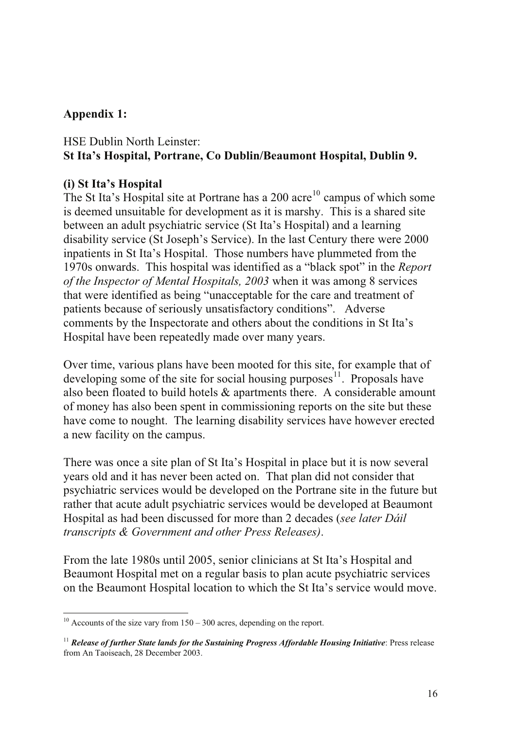## Appendix 1:

HSE Dublin North Leinster:
**St Ita's Hospital, Portrane, Co Dublin/Beaumont Hospital, Dublin 9.**

### (i) St Ita's Hospital

The St Ita's Hospital site at Portrane has a 200 acre[10] campus of which some is deemed unsuitable for development as it is marshy. This is a shared site between an adult psychiatric service (St Ita's Hospital) and a learning disability service (St Joseph's Service). In the last Century there were 2000 inpatients in St Ita's Hospital. Those numbers have plummeted from the 1970s onwards. This hospital was identified as a "black spot" in the *Report of the Inspector of Mental Hospitals, 2003* when it was among 8 services that were identified as being "unacceptable for the care and treatment of patients because of seriously unsatisfactory conditions". Adverse comments by the Inspectorate and others about the conditions in St Ita's Hospital have been repeatedly made over many years.

Over time, various plans have been mooted for this site, for example that of developing some of the site for social housing purposes[11]. Proposals have also been floated to build hotels & apartments there. A considerable amount of money has also been spent in commissioning reports on the site but these have come to nought. The learning disability services have however erected a new facility on the campus.

There was once a site plan of St Ita's Hospital in place but it is now several years old and it has never been acted on. That plan did not consider that psychiatric services would be developed on the Portrane site in the future but rather that acute adult psychiatric services would be developed at Beaumont Hospital as had been discussed for more than 2 decades (*see later Dáil transcripts & Government and other Press Releases)*.

From the late 1980s until 2005, senior clinicians at St Ita's Hospital and Beaumont Hospital met on a regular basis to plan acute psychiatric services on the Beaumont Hospital location to which the St Ita's service would move.

---

[10] Accounts of the size vary from 150 – 300 acres, depending on the report.

[11] ***Release of further State lands for the Sustaining Progress Affordable Housing Initiative***: Press release from An Taoiseach, 28 December 2003.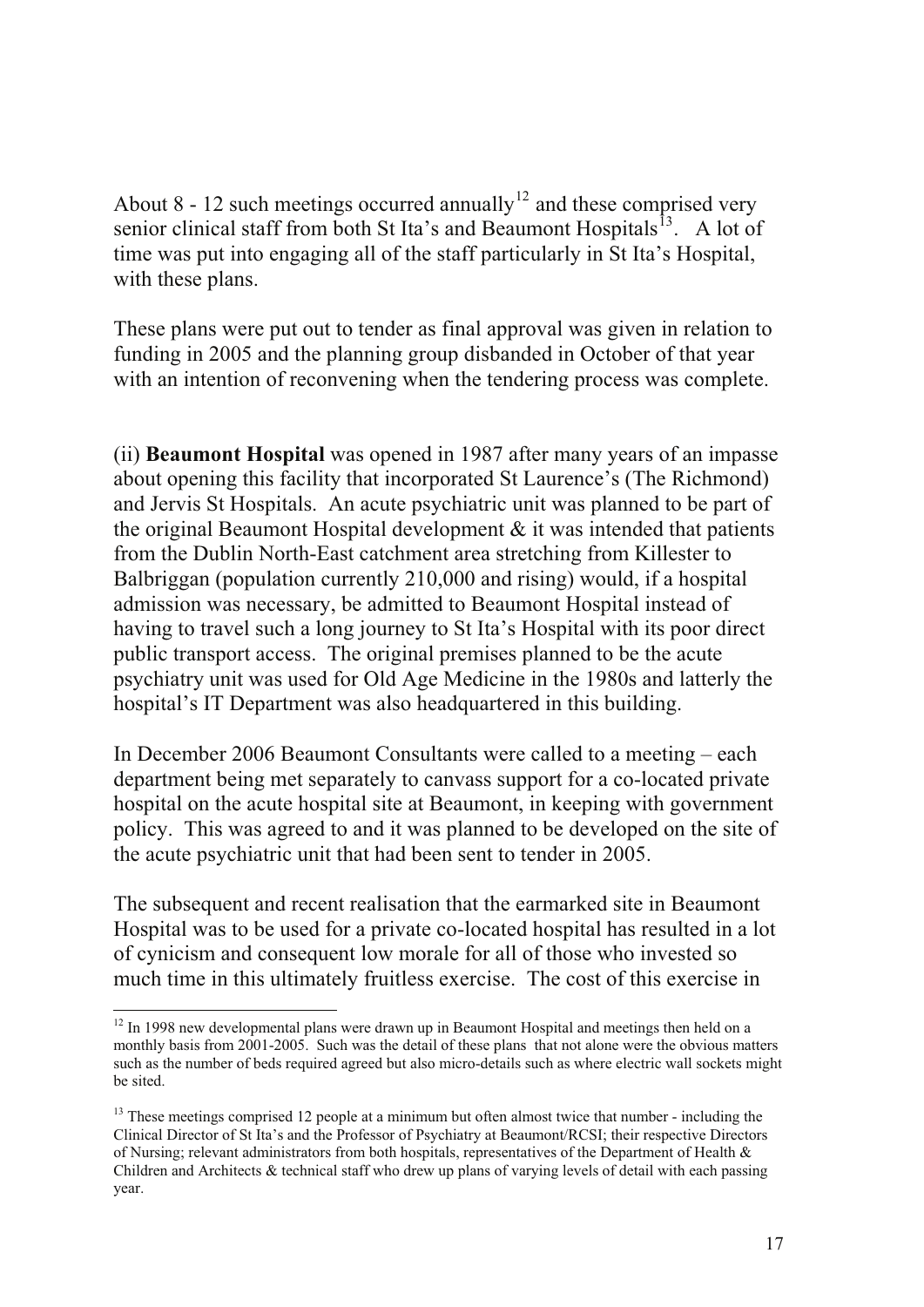About 8 - 12 such meetings occurred annually[12] and these comprised very senior clinical staff from both St Ita's and Beaumont Hospitals[13]. A lot of time was put into engaging all of the staff particularly in St Ita's Hospital, with these plans.

These plans were put out to tender as final approval was given in relation to funding in 2005 and the planning group disbanded in October of that year with an intention of reconvening when the tendering process was complete.

(ii) **Beaumont Hospital** was opened in 1987 after many years of an impasse about opening this facility that incorporated St Laurence's (The Richmond) and Jervis St Hospitals. An acute psychiatric unit was planned to be part of the original Beaumont Hospital development & it was intended that patients from the Dublin North-East catchment area stretching from Killester to Balbriggan (population currently 210,000 and rising) would, if a hospital admission was necessary, be admitted to Beaumont Hospital instead of having to travel such a long journey to St Ita's Hospital with its poor direct public transport access. The original premises planned to be the acute psychiatry unit was used for Old Age Medicine in the 1980s and latterly the hospital's IT Department was also headquartered in this building.

In December 2006 Beaumont Consultants were called to a meeting – each department being met separately to canvass support for a co-located private hospital on the acute hospital site at Beaumont, in keeping with government policy. This was agreed to and it was planned to be developed on the site of the acute psychiatric unit that had been sent to tender in 2005.

The subsequent and recent realisation that the earmarked site in Beaumont Hospital was to be used for a private co-located hospital has resulted in a lot of cynicism and consequent low morale for all of those who invested so much time in this ultimately fruitless exercise. The cost of this exercise in

---

[12] In 1998 new developmental plans were drawn up in Beaumont Hospital and meetings then held on a monthly basis from 2001-2005. Such was the detail of these plans that not alone were the obvious matters such as the number of beds required agreed but also micro-details such as where electric wall sockets might be sited.

[13] These meetings comprised 12 people at a minimum but often almost twice that number - including the Clinical Director of St Ita's and the Professor of Psychiatry at Beaumont/RCSI; their respective Directors of Nursing; relevant administrators from both hospitals, representatives of the Department of Health & Children and Architects & technical staff who drew up plans of varying levels of detail with each passing year.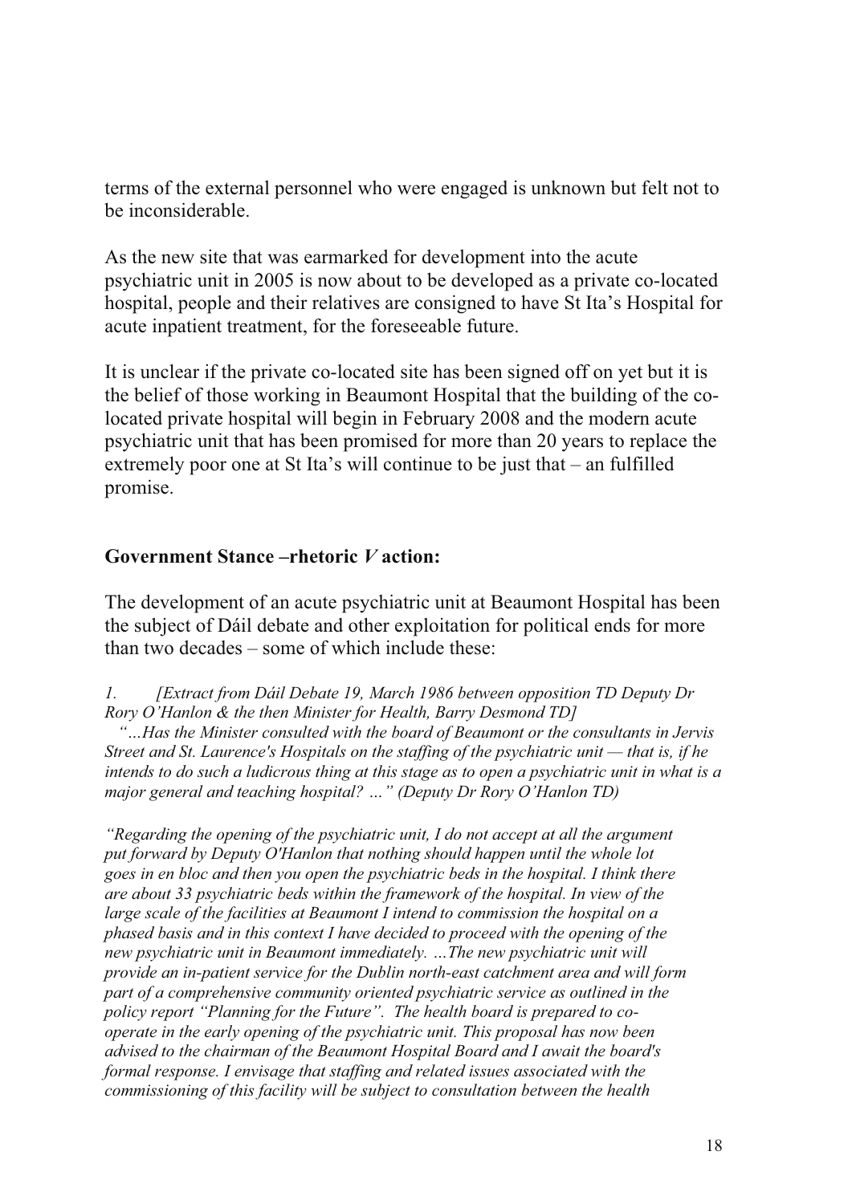terms of the external personnel who were engaged is unknown but felt not to be inconsiderable.

As the new site that was earmarked for development into the acute psychiatric unit in 2005 is now about to be developed as a private co-located hospital, people and their relatives are consigned to have St Ita's Hospital for acute inpatient treatment, for the foreseeable future.

It is unclear if the private co-located site has been signed off on yet but it is the belief of those working in Beaumont Hospital that the building of the co-located private hospital will begin in February 2008 and the modern acute psychiatric unit that has been promised for more than 20 years to replace the extremely poor one at St Ita's will continue to be just that – an fulfilled promise.

**Government Stance –rhetoric *V* action:**

The development of an acute psychiatric unit at Beaumont Hospital has been the subject of Dáil debate and other exploitation for political ends for more than two decades – some of which include these:

*1. [Extract from Dáil Debate 19, March 1986 between opposition TD Deputy Dr Rory O'Hanlon & the then Minister for Health, Barry Desmond TD]*

*"…Has the Minister consulted with the board of Beaumont or the consultants in Jervis Street and St. Laurence's Hospitals on the staffing of the psychiatric unit — that is, if he intends to do such a ludicrous thing at this stage as to open a psychiatric unit in what is a major general and teaching hospital? …" (Deputy Dr Rory O'Hanlon TD)*

*"Regarding the opening of the psychiatric unit, I do not accept at all the argument put forward by Deputy O'Hanlon that nothing should happen until the whole lot goes in en bloc and then you open the psychiatric beds in the hospital. I think there are about 33 psychiatric beds within the framework of the hospital. In view of the large scale of the facilities at Beaumont I intend to commission the hospital on a phased basis and in this context I have decided to proceed with the opening of the new psychiatric unit in Beaumont immediately. …The new psychiatric unit will provide an in-patient service for the Dublin north-east catchment area and will form part of a comprehensive community oriented psychiatric service as outlined in the policy report "Planning for the Future". The health board is prepared to co-operate in the early opening of the psychiatric unit. This proposal has now been advised to the chairman of the Beaumont Hospital Board and I await the board's formal response. I envisage that staffing and related issues associated with the commissioning of this facility will be subject to consultation between the health*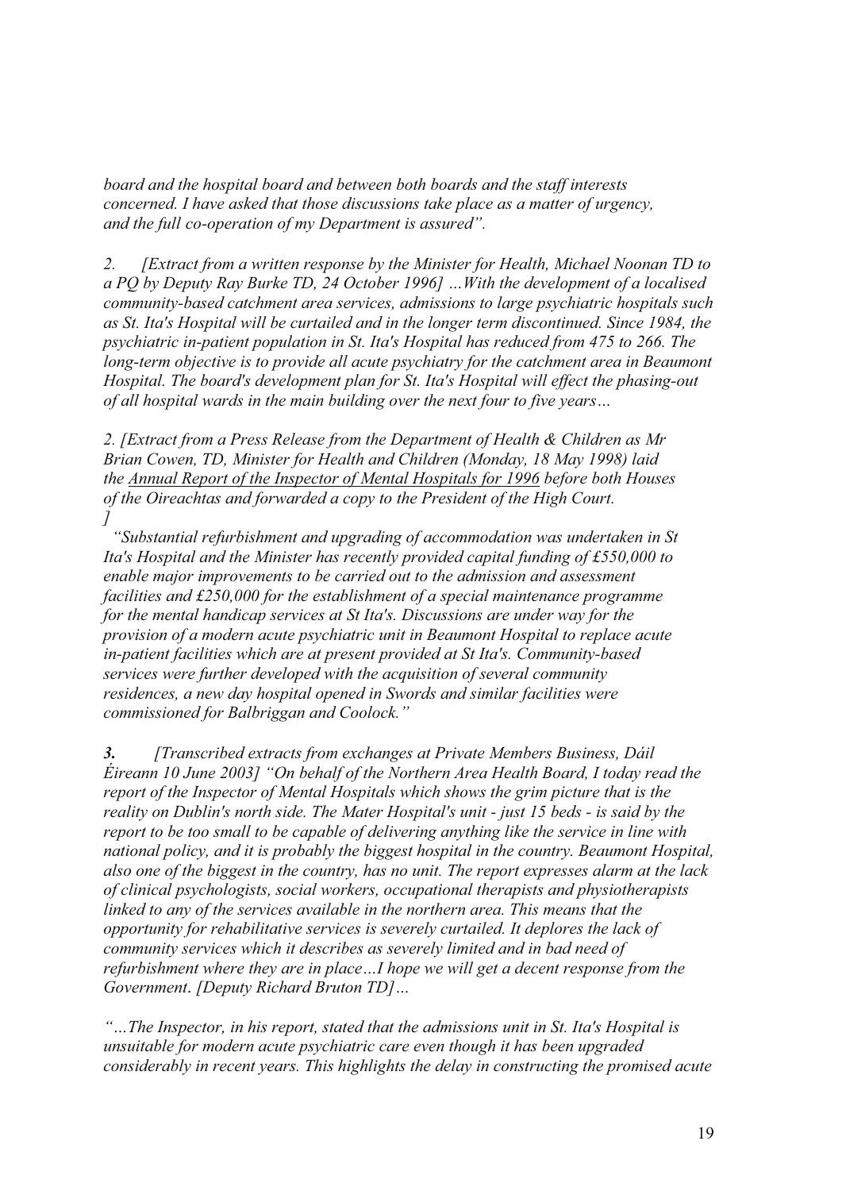*board and the hospital board and between both boards and the staff interests concerned. I have asked that those discussions take place as a matter of urgency, and the full co-operation of my Department is assured".*

*2. [Extract from a written response by the Minister for Health, Michael Noonan TD to a PQ by Deputy Ray Burke TD, 24 October 1996] …With the development of a localised community-based catchment area services, admissions to large psychiatric hospitals such as St. Ita's Hospital will be curtailed and in the longer term discontinued. Since 1984, the psychiatric in-patient population in St. Ita's Hospital has reduced from 475 to 266. The long-term objective is to provide all acute psychiatry for the catchment area in Beaumont Hospital. The board's development plan for St. Ita's Hospital will effect the phasing-out of all hospital wards in the main building over the next four to five years…*

*2. [Extract from a Press Release from the Department of Health & Children as Mr Brian Cowen, TD, Minister for Health and Children (Monday, 18 May 1998) laid the <u>Annual Report of the Inspector of Mental Hospitals for 1996</u> before both Houses of the Oireachtas and forwarded a copy to the President of the High Court. ]*

*"Substantial refurbishment and upgrading of accommodation was undertaken in St Ita's Hospital and the Minister has recently provided capital funding of £550,000 to enable major improvements to be carried out to the admission and assessment facilities and £250,000 for the establishment of a special maintenance programme for the mental handicap services at St Ita's. Discussions are under way for the provision of a modern acute psychiatric unit in Beaumont Hospital to replace acute in-patient facilities which are at present provided at St Ita's. Community-based services were further developed with the acquisition of several community residences, a new day hospital opened in Swords and similar facilities were commissioned for Balbriggan and Coolock."*

***3.*** *[Transcribed extracts from exchanges at Private Members Business, Dáil Éireann 10 June 2003] "On behalf of the Northern Area Health Board, I today read the report of the Inspector of Mental Hospitals which shows the grim picture that is the reality on Dublin's north side. The Mater Hospital's unit - just 15 beds - is said by the report to be too small to be capable of delivering anything like the service in line with national policy, and it is probably the biggest hospital in the country. Beaumont Hospital, also one of the biggest in the country, has no unit. The report expresses alarm at the lack of clinical psychologists, social workers, occupational therapists and physiotherapists linked to any of the services available in the northern area. This means that the opportunity for rehabilitative services is severely curtailed. It deplores the lack of community services which it describes as severely limited and in bad need of refurbishment where they are in place…I hope we will get a decent response from the Government. [Deputy Richard Bruton TD]…*

*"…The Inspector, in his report, stated that the admissions unit in St. Ita's Hospital is unsuitable for modern acute psychiatric care even though it has been upgraded considerably in recent years. This highlights the delay in constructing the promised acute*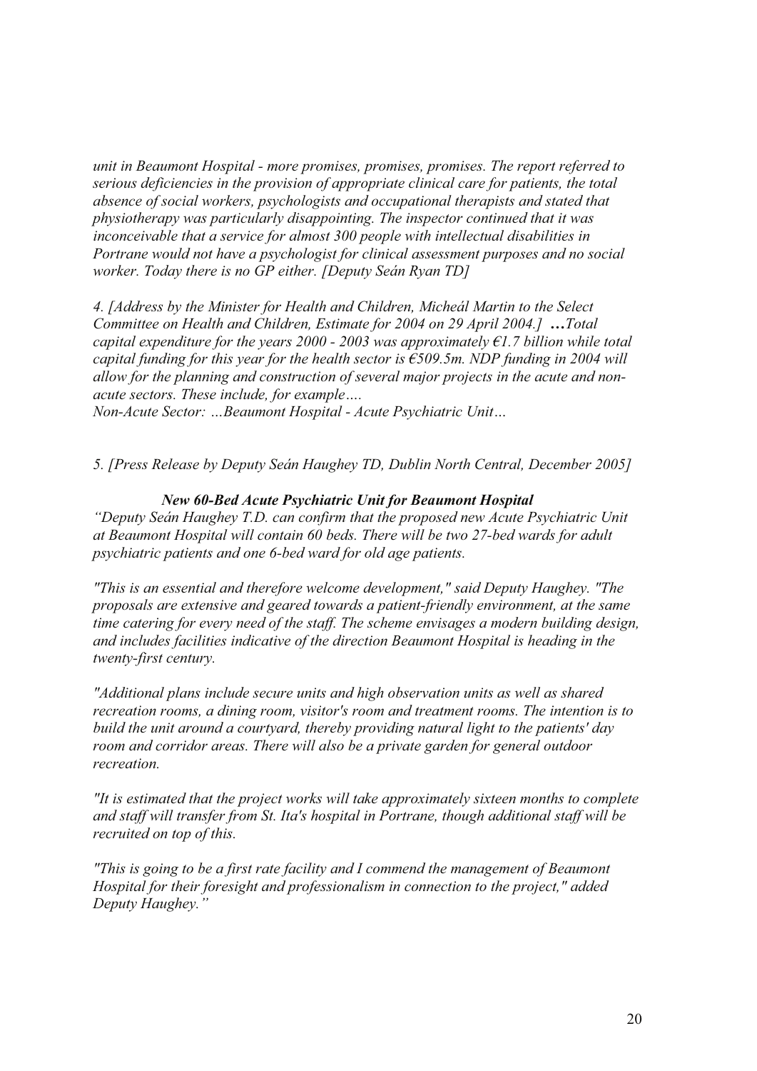*unit in Beaumont Hospital - more promises, promises, promises. The report referred to serious deficiencies in the provision of appropriate clinical care for patients, the total absence of social workers, psychologists and occupational therapists and stated that physiotherapy was particularly disappointing. The inspector continued that it was inconceivable that a service for almost 300 people with intellectual disabilities in Portrane would not have a psychologist for clinical assessment purposes and no social worker. Today there is no GP either. [Deputy Seán Ryan TD]*

*4. [Address by the Minister for Health and Children, Micheál Martin to the Select Committee on Health and Children, Estimate for 2004 on 29 April 2004.]* ***…****Total capital expenditure for the years 2000 - 2003 was approximately €1.7 billion while total capital funding for this year for the health sector is €509.5m. NDP funding in 2004 will allow for the planning and construction of several major projects in the acute and non-acute sectors. These include, for example….*
*Non-Acute Sector: …Beaumont Hospital - Acute Psychiatric Unit…*

*5. [Press Release by Deputy Seán Haughey TD, Dublin North Central, December 2005]*

***New 60-Bed Acute Psychiatric Unit for Beaumont Hospital***

*"Deputy Seán Haughey T.D. can confirm that the proposed new Acute Psychiatric Unit at Beaumont Hospital will contain 60 beds. There will be two 27-bed wards for adult psychiatric patients and one 6-bed ward for old age patients.*

*"This is an essential and therefore welcome development," said Deputy Haughey. "The proposals are extensive and geared towards a patient-friendly environment, at the same time catering for every need of the staff. The scheme envisages a modern building design, and includes facilities indicative of the direction Beaumont Hospital is heading in the twenty-first century.*

*"Additional plans include secure units and high observation units as well as shared recreation rooms, a dining room, visitor's room and treatment rooms. The intention is to build the unit around a courtyard, thereby providing natural light to the patients' day room and corridor areas. There will also be a private garden for general outdoor recreation.*

*"It is estimated that the project works will take approximately sixteen months to complete and staff will transfer from St. Ita's hospital in Portrane, though additional staff will be recruited on top of this.*

*"This is going to be a first rate facility and I commend the management of Beaumont Hospital for their foresight and professionalism in connection to the project," added Deputy Haughey."*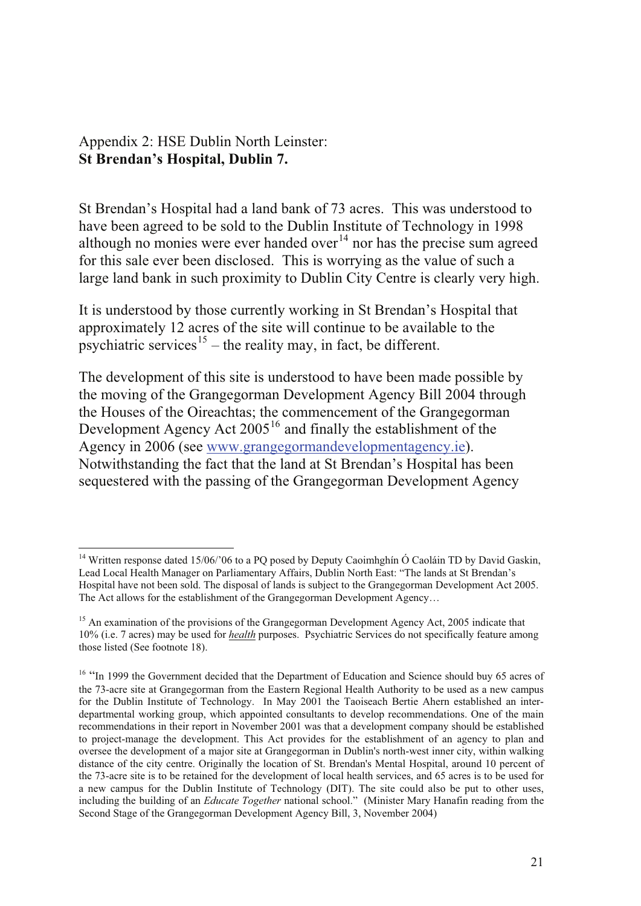## Appendix 2: HSE Dublin North Leinster:
## **St Brendan's Hospital, Dublin 7.**

St Brendan's Hospital had a land bank of 73 acres. This was understood to have been agreed to be sold to the Dublin Institute of Technology in 1998 although no monies were ever handed over[14] nor has the precise sum agreed for this sale ever been disclosed. This is worrying as the value of such a large land bank in such proximity to Dublin City Centre is clearly very high.

It is understood by those currently working in St Brendan's Hospital that approximately 12 acres of the site will continue to be available to the psychiatric services[15] – the reality may, in fact, be different.

The development of this site is understood to have been made possible by the moving of the Grangegorman Development Agency Bill 2004 through the Houses of the Oireachtas; the commencement of the Grangegorman Development Agency Act 2005[16] and finally the establishment of the Agency in 2006 (see www.grangegormandevelopmentagency.ie). Notwithstanding the fact that the land at St Brendan's Hospital has been sequestered with the passing of the Grangegorman Development Agency

---

[14] Written response dated 15/06/'06 to a PQ posed by Deputy Caoimhghín Ó Caoláin TD by David Gaskin, Lead Local Health Manager on Parliamentary Affairs, Dublin North East: "The lands at St Brendan's Hospital have not been sold. The disposal of lands is subject to the Grangegorman Development Act 2005. The Act allows for the establishment of the Grangegorman Development Agency…

[15] An examination of the provisions of the Grangegorman Development Agency Act, 2005 indicate that 10% (i.e. 7 acres) may be used for ***health*** purposes. Psychiatric Services do not specifically feature among those listed (See footnote 18).

[16] "In 1999 the Government decided that the Department of Education and Science should buy 65 acres of the 73-acre site at Grangegorman from the Eastern Regional Health Authority to be used as a new campus for the Dublin Institute of Technology. In May 2001 the Taoiseach Bertie Ahern established an inter-departmental working group, which appointed consultants to develop recommendations. One of the main recommendations in their report in November 2001 was that a development company should be established to project-manage the development. This Act provides for the establishment of an agency to plan and oversee the development of a major site at Grangegorman in Dublin's north-west inner city, within walking distance of the city centre. Originally the location of St. Brendan's Mental Hospital, around 10 percent of the 73-acre site is to be retained for the development of local health services, and 65 acres is to be used for a new campus for the Dublin Institute of Technology (DIT). The site could also be put to other uses, including the building of an *Educate Together* national school." (Minister Mary Hanafin reading from the Second Stage of the Grangegorman Development Agency Bill, 3, November 2004)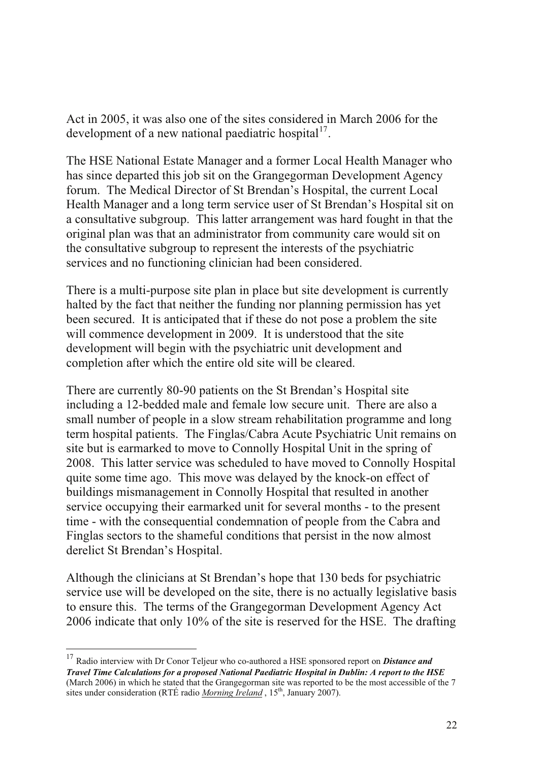Act in 2005, it was also one of the sites considered in March 2006 for the development of a new national paediatric hospital[17].

The HSE National Estate Manager and a former Local Health Manager who has since departed this job sit on the Grangegorman Development Agency forum. The Medical Director of St Brendan's Hospital, the current Local Health Manager and a long term service user of St Brendan's Hospital sit on a consultative subgroup. This latter arrangement was hard fought in that the original plan was that an administrator from community care would sit on the consultative subgroup to represent the interests of the psychiatric services and no functioning clinician had been considered.

There is a multi-purpose site plan in place but site development is currently halted by the fact that neither the funding nor planning permission has yet been secured. It is anticipated that if these do not pose a problem the site will commence development in 2009. It is understood that the site development will begin with the psychiatric unit development and completion after which the entire old site will be cleared.

There are currently 80-90 patients on the St Brendan's Hospital site including a 12-bedded male and female low secure unit. There are also a small number of people in a slow stream rehabilitation programme and long term hospital patients. The Finglas/Cabra Acute Psychiatric Unit remains on site but is earmarked to move to Connolly Hospital Unit in the spring of 2008. This latter service was scheduled to have moved to Connolly Hospital quite some time ago. This move was delayed by the knock-on effect of buildings mismanagement in Connolly Hospital that resulted in another service occupying their earmarked unit for several months - to the present time - with the consequential condemnation of people from the Cabra and Finglas sectors to the shameful conditions that persist in the now almost derelict St Brendan's Hospital.

Although the clinicians at St Brendan's hope that 130 beds for psychiatric service use will be developed on the site, there is no actually legislative basis to ensure this. The terms of the Grangegorman Development Agency Act 2006 indicate that only 10% of the site is reserved for the HSE. The drafting

---

[17] Radio interview with Dr Conor Teljeur who co-authored a HSE sponsored report on ***Distance and Travel Time Calculations for a proposed National Paediatric Hospital in Dublin: A report to the HSE*** (March 2006) in which he stated that the Grangegorman site was reported to be the most accessible of the 7 sites under consideration (RTÉ radio *Morning Ireland* , 15th, January 2007).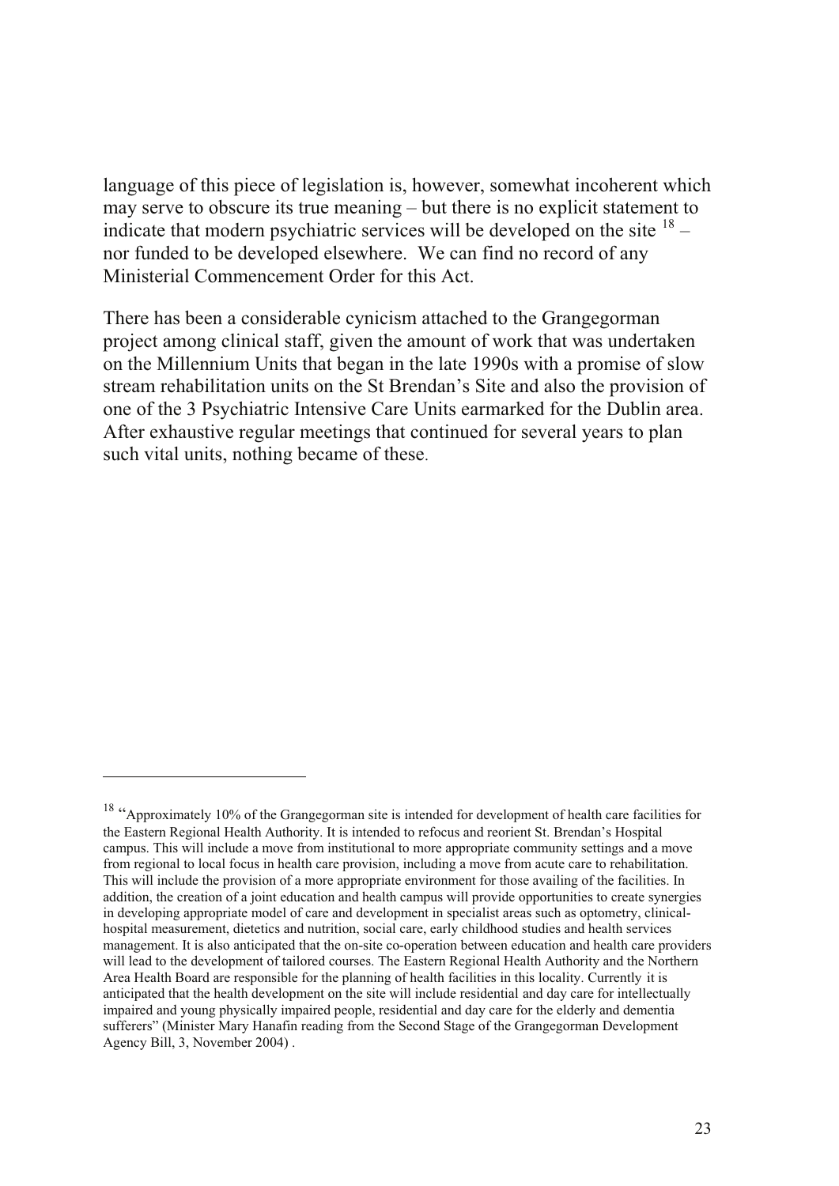language of this piece of legislation is, however, somewhat incoherent which may serve to obscure its true meaning – but there is no explicit statement to indicate that modern psychiatric services will be developed on the site [18] – nor funded to be developed elsewhere. We can find no record of any Ministerial Commencement Order for this Act.

There has been a considerable cynicism attached to the Grangegorman project among clinical staff, given the amount of work that was undertaken on the Millennium Units that began in the late 1990s with a promise of slow stream rehabilitation units on the St Brendan's Site and also the provision of one of the 3 Psychiatric Intensive Care Units earmarked for the Dublin area. After exhaustive regular meetings that continued for several years to plan such vital units, nothing became of these.

---

[18] "Approximately 10% of the Grangegorman site is intended for development of health care facilities for the Eastern Regional Health Authority. It is intended to refocus and reorient St. Brendan's Hospital campus. This will include a move from institutional to more appropriate community settings and a move from regional to local focus in health care provision, including a move from acute care to rehabilitation. This will include the provision of a more appropriate environment for those availing of the facilities. In addition, the creation of a joint education and health campus will provide opportunities to create synergies in developing appropriate model of care and development in specialist areas such as optometry, clinical-hospital measurement, dietetics and nutrition, social care, early childhood studies and health services management. It is also anticipated that the on-site co-operation between education and health care providers will lead to the development of tailored courses. The Eastern Regional Health Authority and the Northern Area Health Board are responsible for the planning of health facilities in this locality. Currently it is anticipated that the health development on the site will include residential and day care for intellectually impaired and young physically impaired people, residential and day care for the elderly and dementia sufferers" (Minister Mary Hanafin reading from the Second Stage of the Grangegorman Development Agency Bill, 3, November 2004) .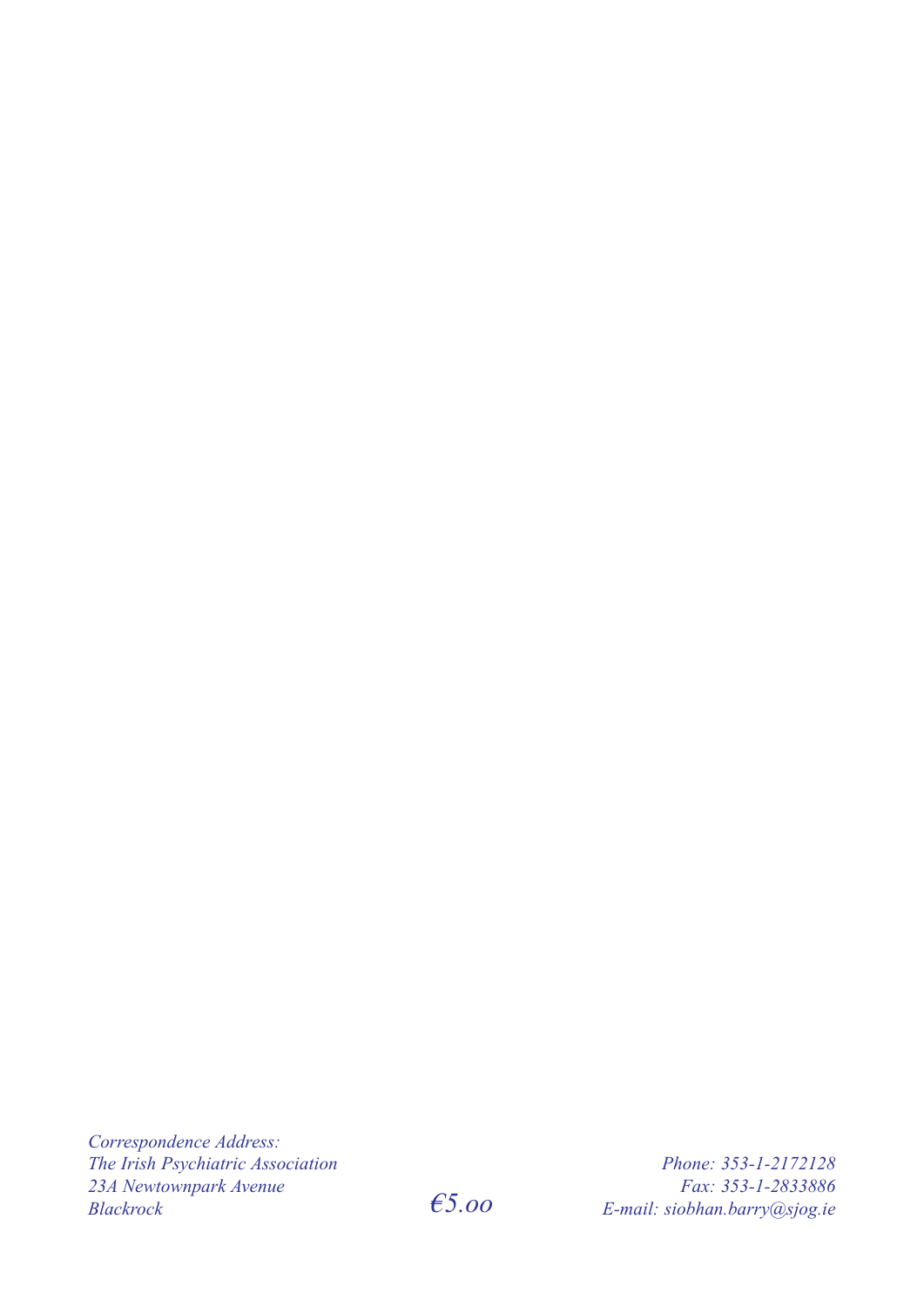*Correspondence Address:*
*The Irish Psychiatric Association*
*23A Newtownpark Avenue*
*Blackrock*

*€5.00*

*Phone: 353-1-2172128*
*Fax: 353-1-2833886*
*E-mail: siobhan.barry@sjog.ie*